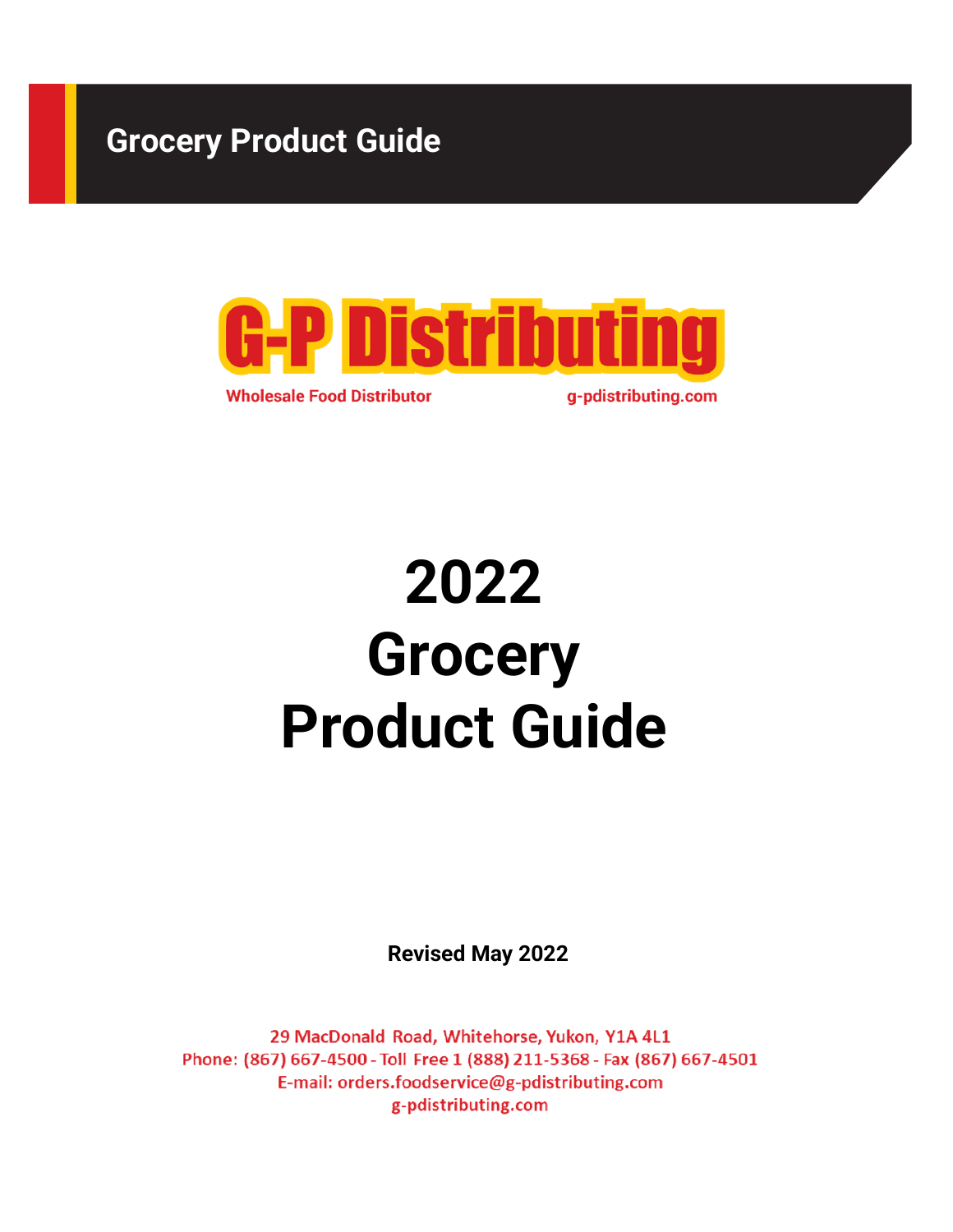**Grocery Product Guide**

# G-P Distributing

Wholesale Food Distributor

g-pdistributing.com

# 2022 Grocery Product Guide

**Revised May 2022**

29 MacDonald Road, Whitehorse, Yukon, Y1A 4L1
Phone: (867) 667-4500 - Toll Free 1 (888) 211-5368 - Fax (867) 667-4501
E-mail: orders.foodservice@g-pdistributing.com
g-pdistributing.com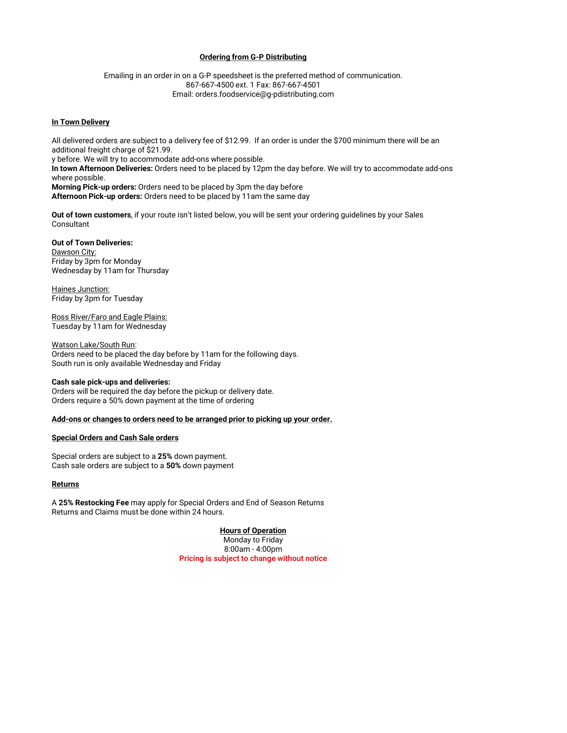**Ordering from G-P Distributing**

Emailing in an order in on a G-P speedsheet is the preferred method of communication.
867-667-4500 ext. 1 Fax: 867-667-4501
Email: orders.foodservice@g-pdistributing.com

**In Town Delivery**

All delivered orders are subject to a delivery fee of $12.99. If an order is under the $700 minimum there will be an additional freight charge of $21.99.
y before. We will try to accommodate add-ons where possible.
**In town Afternoon Deliveries:** Orders need to be placed by 12pm the day before. We will try to accommodate add-ons where possible.
**Morning Pick-up orders:** Orders need to be placed by 3pm the day before
**Afternoon Pick-up orders:** Orders need to be placed by 11am the same day

**Out of town customers**, if your route isn't listed below, you will be sent your ordering guidelines by your Sales Consultant

**Out of Town Deliveries:**
Dawson City:
Friday by 3pm for Monday
Wednesday by 11am for Thursday

Haines Junction:
Friday by 3pm for Tuesday

Ross River/Faro and Eagle Plains:
Tuesday by 11am for Wednesday

Watson Lake/South Run:
Orders need to be placed the day before by 11am for the following days.
South run is only available Wednesday and Friday

**Cash sale pick-ups and deliveries:**
Orders will be required the day before the pickup or delivery date.
Orders require a 50% down payment at the time of ordering

**Add-ons or changes to orders need to be arranged prior to picking up your order.**

**Special Orders and Cash Sale orders**

Special orders are subject to a **25%** down payment.
Cash sale orders are subject to a **50%** down payment

**Returns**

A **25% Restocking Fee** may apply for Special Orders and End of Season Returns
Returns and Claims must be done within 24 hours.

**Hours of Operation**
Monday to Friday
8:00am - 4:00pm
**Pricing is subject to change without notice**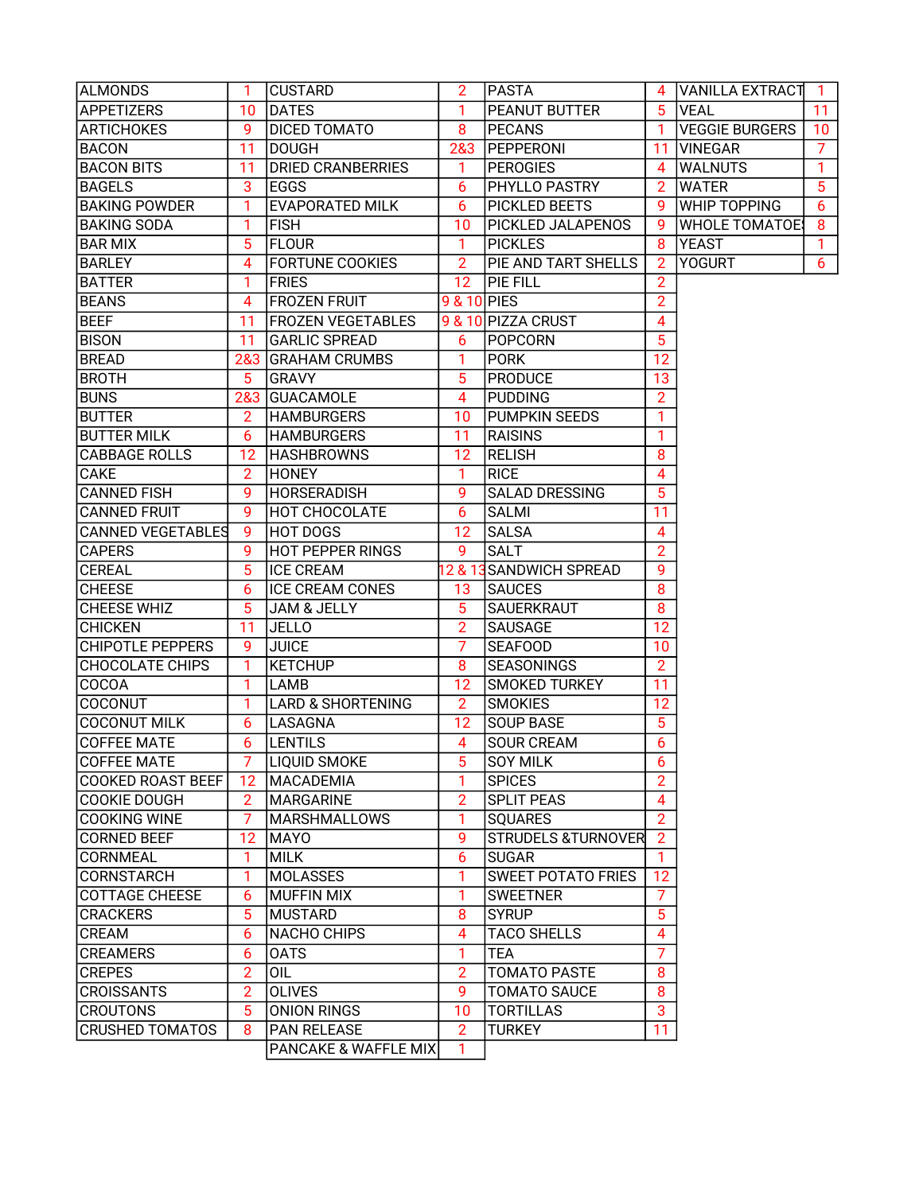| ALMONDS | 1 | CUSTARD | 2 | PASTA | 4 | VANILLA EXTRACT | 1 |
|---|---|---|---|---|---|---|---|
| APPETIZERS | 10 | DATES | 1 | PEANUT BUTTER | 5 | VEAL | 11 |
| ARTICHOKES | 9 | DICED TOMATO | 8 | PECANS | 1 | VEGGIE BURGERS | 10 |
| BACON | 11 | DOUGH | 2&3 | PEPPERONI | 11 | VINEGAR | 7 |
| BACON BITS | 11 | DRIED CRANBERRIES | 1 | PEROGIES | 4 | WALNUTS | 1 |
| BAGELS | 3 | EGGS | 6 | PHYLLO PASTRY | 2 | WATER | 5 |
| BAKING POWDER | 1 | EVAPORATED MILK | 6 | PICKLED BEETS | 9 | WHIP TOPPING | 6 |
| BAKING SODA | 1 | FISH | 10 | PICKLED JALAPENOS | 9 | WHOLE TOMATOES | 8 |
| BAR MIX | 5 | FLOUR | 1 | PICKLES | 8 | YEAST | 1 |
| BARLEY | 4 | FORTUNE COOKIES | 2 | PIE AND TART SHELLS | 2 | YOGURT | 6 |
| BATTER | 1 | FRIES | 12 | PIE FILL | 2 | | |
| BEANS | 4 | FROZEN FRUIT | 9 & 10 | PIES | 2 | | |
| BEEF | 11 | FROZEN VEGETABLES | 9 & 10 | PIZZA CRUST | 4 | | |
| BISON | 11 | GARLIC SPREAD | 6 | POPCORN | 5 | | |
| BREAD | 2&3 | GRAHAM CRUMBS | 1 | PORK | 12 | | |
| BROTH | 5 | GRAVY | 5 | PRODUCE | 13 | | |
| BUNS | 2&3 | GUACAMOLE | 4 | PUDDING | 2 | | |
| BUTTER | 2 | HAMBURGERS | 10 | PUMPKIN SEEDS | 1 | | |
| BUTTER MILK | 6 | HAMBURGERS | 11 | RAISINS | 1 | | |
| CABBAGE ROLLS | 12 | HASHBROWNS | 12 | RELISH | 8 | | |
| CAKE | 2 | HONEY | 1 | RICE | 4 | | |
| CANNED FISH | 9 | HORSERADISH | 9 | SALAD DRESSING | 5 | | |
| CANNED FRUIT | 9 | HOT CHOCOLATE | 6 | SALMI | 11 | | |
| CANNED VEGETABLES | 9 | HOT DOGS | 12 | SALSA | 4 | | |
| CAPERS | 9 | HOT PEPPER RINGS | 9 | SALT | 2 | | |
| CEREAL | 5 | ICE CREAM | 12 & 13 | SANDWICH SPREAD | 9 | | |
| CHEESE | 6 | ICE CREAM CONES | 13 | SAUCES | 8 | | |
| CHEESE WHIZ | 5 | JAM & JELLY | 5 | SAUERKRAUT | 8 | | |
| CHICKEN | 11 | JELLO | 2 | SAUSAGE | 12 | | |
| CHIPOTLE PEPPERS | 9 | JUICE | 7 | SEAFOOD | 10 | | |
| CHOCOLATE CHIPS | 1 | KETCHUP | 8 | SEASONINGS | 2 | | |
| COCOA | 1 | LAMB | 12 | SMOKED TURKEY | 11 | | |
| COCONUT | 1 | LARD & SHORTENING | 2 | SMOKIES | 12 | | |
| COCONUT MILK | 6 | LASAGNA | 12 | SOUP BASE | 5 | | |
| COFFEE MATE | 6 | LENTILS | 4 | SOUR CREAM | 6 | | |
| COFFEE MATE | 7 | LIQUID SMOKE | 5 | SOY MILK | 6 | | |
| COOKED ROAST BEEF | 12 | MACADEMIA | 1 | SPICES | 2 | | |
| COOKIE DOUGH | 2 | MARGARINE | 2 | SPLIT PEAS | 4 | | |
| COOKING WINE | 7 | MARSHMALLOWS | 1 | SQUARES | 2 | | |
| CORNED BEEF | 12 | MAYO | 9 | STRUDELS &TURNOVER | 2 | | |
| CORNMEAL | 1 | MILK | 6 | SUGAR | 1 | | |
| CORNSTARCH | 1 | MOLASSES | 1 | SWEET POTATO FRIES | 12 | | |
| COTTAGE CHEESE | 6 | MUFFIN MIX | 1 | SWEETNER | 7 | | |
| CRACKERS | 5 | MUSTARD | 8 | SYRUP | 5 | | |
| CREAM | 6 | NACHO CHIPS | 4 | TACO SHELLS | 4 | | |
| CREAMERS | 6 | OATS | 1 | TEA | 7 | | |
| CREPES | 2 | OIL | 2 | TOMATO PASTE | 8 | | |
| CROISSANTS | 2 | OLIVES | 9 | TOMATO SAUCE | 8 | | |
| CROUTONS | 5 | ONION RINGS | 10 | TORTILLAS | 3 | | |
| CRUSHED TOMATOS | 8 | PAN RELEASE | 2 | TURKEY | 11 | | |
| | | PANCAKE & WAFFLE MIX | 1 | | | | |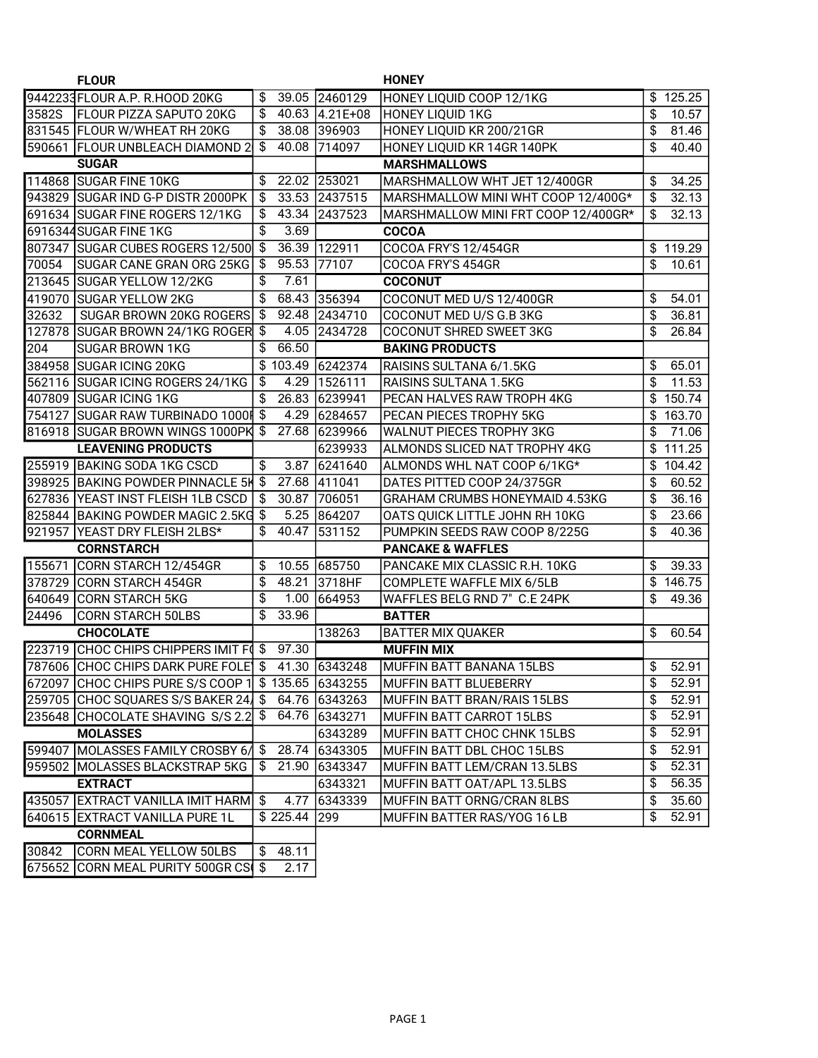| | FLOUR | | | HONEY | |
|---|---|---|---|---|---|
| 9442233 | FLOUR A.P. R.HOOD 20KG | $ 39.05 | 2460129 | HONEY LIQUID COOP 12/1KG | $ 125.25 |
| 3582S | FLOUR PIZZA SAPUTO 20KG | $ 40.63 | 4.21E+08 | HONEY LIQUID 1KG | $ 10.57 |
| 831545 | FLOUR W/WHEAT RH 20KG | $ 38.08 | 396903 | HONEY LIQUID KR 200/21GR | $ 81.46 |
| 590661 | FLOUR UNBLEACH DIAMOND 2 | $ 40.08 | 714097 | HONEY LIQUID KR 14GR 140PK | $ 40.40 |
| | SUGAR | | | MARSHMALLOWS | |
| 114868 | SUGAR FINE 10KG | $ 22.02 | 253021 | MARSHMALLOW WHT JET 12/400GR | $ 34.25 |
| 943829 | SUGAR IND G-P DISTR 2000PK | $ 33.53 | 2437515 | MARSHMALLOW MINI WHT COOP 12/400G* | $ 32.13 |
| 691634 | SUGAR FINE ROGERS 12/1KG | $ 43.34 | 2437523 | MARSHMALLOW MINI FRT COOP 12/400GR* | $ 32.13 |
| 6916344 | SUGAR FINE 1KG | $ 3.69 | | COCOA | |
| 807347 | SUGAR CUBES ROGERS 12/500 | $ 36.39 | 122911 | COCOA FRY'S 12/454GR | $ 119.29 |
| 70054 | SUGAR CANE GRAN ORG 25KG | $ 95.53 | 77107 | COCOA FRY'S 454GR | $ 10.61 |
| 213645 | SUGAR YELLOW 12/2KG | $ 7.61 | | COCONUT | |
| 419070 | SUGAR YELLOW 2KG | $ 68.43 | 356394 | COCONUT MED U/S 12/400GR | $ 54.01 |
| 32632 | SUGAR BROWN 20KG ROGERS | $ 92.48 | 2434710 | COCONUT MED U/S G.B 3KG | $ 36.81 |
| 127878 | SUGAR BROWN 24/1KG ROGER | $ 4.05 | 2434728 | COCONUT SHRED SWEET 3KG | $ 26.84 |
| 204 | SUGAR BROWN 1KG | $ 66.50 | | BAKING PRODUCTS | |
| 384958 | SUGAR ICING 20KG | $ 103.49 | 6242374 | RAISINS SULTANA 6/1.5KG | $ 65.01 |
| 562116 | SUGAR ICING ROGERS 24/1KG | $ 4.29 | 1526111 | RAISINS SULTANA 1.5KG | $ 11.53 |
| 407809 | SUGAR ICING 1KG | $ 26.83 | 6239941 | PECAN HALVES RAW TROPH 4KG | $ 150.74 |
| 754127 | SUGAR RAW TURBINADO 1000I | $ 4.29 | 6284657 | PECAN PIECES TROPHY 5KG | $ 163.70 |
| 816918 | SUGAR BROWN WINGS 1000PK | $ 27.68 | 6239966 | WALNUT PIECES TROPHY 3KG | $ 71.06 |
| | LEAVENING PRODUCTS | | 6239933 | ALMONDS SLICED NAT TROPHY 4KG | $ 111.25 |
| 255919 | BAKING SODA 1KG CSCD | $ 3.87 | 6241640 | ALMONDS WHL NAT COOP 6/1KG* | $ 104.42 |
| 398925 | BAKING POWDER PINNACLE 5K | $ 27.68 | 411041 | DATES PITTED COOP 24/375GR | $ 60.52 |
| 627836 | YEAST INST FLEISH 1LB CSCD | $ 30.87 | 706051 | GRAHAM CRUMBS HONEYMAID 4.53KG | $ 36.16 |
| 825844 | BAKING POWDER MAGIC 2.5KG | $ 5.25 | 864207 | OATS QUICK LITTLE JOHN RH 10KG | $ 23.66 |
| 921957 | YEAST DRY FLEISH 2LBS* | $ 40.47 | 531152 | PUMPKIN SEEDS RAW COOP 8/225G | $ 40.36 |
| | CORNSTARCH | | | PANCAKE & WAFFLES | |
| 155671 | CORN STARCH 12/454GR | $ 10.55 | 685750 | PANCAKE MIX CLASSIC R.H. 10KG | $ 39.33 |
| 378729 | CORN STARCH 454GR | $ 48.21 | 3718HF | COMPLETE WAFFLE MIX 6/5LB | $ 146.75 |
| 640649 | CORN STARCH 5KG | $ 1.00 | 664953 | WAFFLES BELG RND 7" C.E 24PK | $ 49.36 |
| 24496 | CORN STARCH 50LBS | $ 33.96 | | BATTER | |
| | CHOCOLATE | | 138263 | BATTER MIX QUAKER | $ 60.54 |
| 223719 | CHOC CHIPS CHIPPERS IMIT F | $ 97.30 | | MUFFIN MIX | |
| 787606 | CHOC CHIPS DARK PURE FOLE | $ 41.30 | 6343248 | MUFFIN BATT BANANA 15LBS | $ 52.91 |
| 672097 | CHOC CHIPS PURE S/S COOP 1 | $ 135.65 | 6343255 | MUFFIN BATT BLUEBERRY | $ 52.91 |
| 259705 | CHOC SQUARES S/S BAKER 24/ | $ 64.76 | 6343263 | MUFFIN BATT BRAN/RAIS 15LBS | $ 52.91 |
| 235648 | CHOCOLATE SHAVING S/S 2.2 | $ 64.76 | 6343271 | MUFFIN BATT CARROT 15LBS | $ 52.91 |
| | MOLASSES | | 6343289 | MUFFIN BATT CHOC CHNK 15LBS | $ 52.91 |
| 599407 | MOLASSES FAMILY CROSBY 6/ | $ 28.74 | 6343305 | MUFFIN BATT DBL CHOC 15LBS | $ 52.91 |
| 959502 | MOLASSES BLACKSTRAP 5KG | $ 21.90 | 6343347 | MUFFIN BATT LEM/CRAN 13.5LBS | $ 52.31 |
| | EXTRACT | | 6343321 | MUFFIN BATT OAT/APL 13.5LBS | $ 56.35 |
| 435057 | EXTRACT VANILLA IMIT HARM | $ 4.77 | 6343339 | MUFFIN BATT ORNG/CRAN 8LBS | $ 35.60 |
| 640615 | EXTRACT VANILLA PURE 1L | $ 225.44 | 299 | MUFFIN BATTER RAS/YOG 16 LB | $ 52.91 |
| | CORNMEAL | | | | |
| 30842 | CORN MEAL YELLOW 50LBS | $ 48.11 | | | |
| 675652 | CORN MEAL PURITY 500GR CS | $ 2.17 | | | |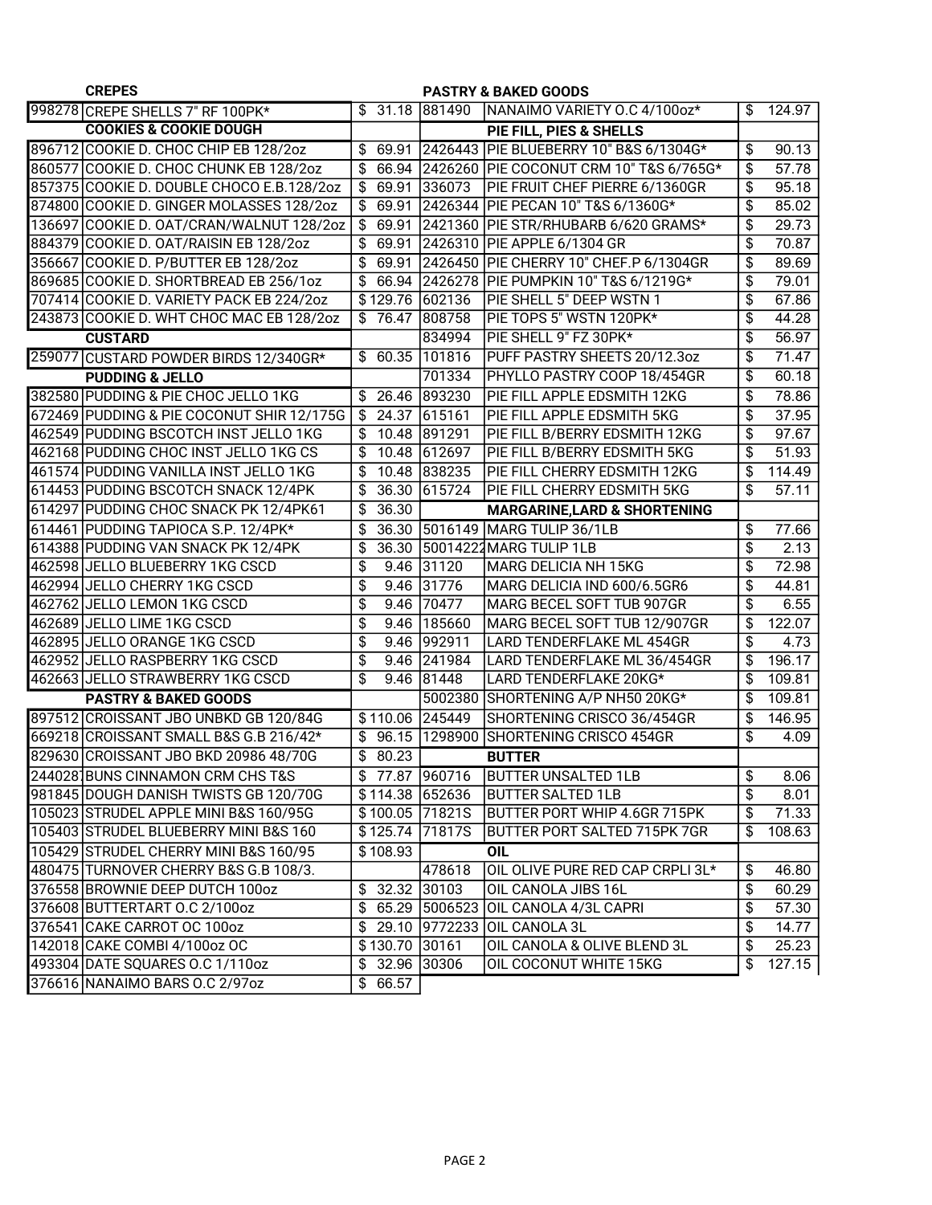## CREPES

| Code | Item | Price |
|---|---|---|
| 998278 | CREPE SHELLS 7" RF 100PK* | $ 31.18 |
| | **COOKIES & COOKIE DOUGH** | |
| 896712 | COOKIE D. CHOC CHIP EB 128/2oz | $ 69.91 |
| 860577 | COOKIE D. CHOC CHUNK EB 128/2oz | $ 66.94 |
| 857375 | COOKIE D. DOUBLE CHOCO E.B.128/2oz | $ 69.91 |
| 874800 | COOKIE D. GINGER MOLASSES 128/2oz | $ 69.91 |
| 136697 | COOKIE D. OAT/CRAN/WALNUT 128/2oz | $ 69.91 |
| 884379 | COOKIE D. OAT/RAISIN EB 128/2oz | $ 69.91 |
| 356667 | COOKIE D. P/BUTTER EB 128/2oz | $ 69.91 |
| 869685 | COOKIE D. SHORTBREAD EB 256/1oz | $ 66.94 |
| 707414 | COOKIE D. VARIETY PACK EB 224/2oz | $ 129.76 |
| 243873 | COOKIE D. WHT CHOC MAC EB 128/2oz | $ 76.47 |
| | **CUSTARD** | |
| 259077 | CUSTARD POWDER BIRDS 12/340GR* | $ 60.35 |
| | **PUDDING & JELLO** | |
| 382580 | PUDDING & PIE CHOC JELLO 1KG | $ 26.46 |
| 672469 | PUDDING & PIE COCONUT SHIR 12/175G | $ 24.37 |
| 462549 | PUDDING BSCOTCH INST JELLO 1KG | $ 10.48 |
| 462168 | PUDDING CHOC INST JELLO 1KG CS | $ 10.48 |
| 461574 | PUDDING VANILLA INST JELLO 1KG | $ 10.48 |
| 614453 | PUDDING BSCOTCH SNACK 12/4PK | $ 36.30 |
| 614297 | PUDDING CHOC SNACK PK 12/4PK61 | $ 36.30 |
| 614461 | PUDDING TAPIOCA S.P. 12/4PK* | $ 36.30 |
| 614388 | PUDDING VAN SNACK PK 12/4PK | $ 36.30 |
| 462598 | JELLO BLUEBERRY 1KG CSCD | $ 9.46 |
| 462994 | JELLO CHERRY 1KG CSCD | $ 9.46 |
| 462762 | JELLO LEMON 1KG CSCD | $ 9.46 |
| 462689 | JELLO LIME 1KG CSCD | $ 9.46 |
| 462895 | JELLO ORANGE 1KG CSCD | $ 9.46 |
| 462952 | JELLO RASPBERRY 1KG CSCD | $ 9.46 |
| 462663 | JELLO STRAWBERRY 1KG CSCD | $ 9.46 |
| | **PASTRY & BAKED GOODS** | |
| 897512 | CROISSANT JBO UNBKD GB 120/84G | $ 110.06 |
| 669218 | CROISSANT SMALL B&S G.B 216/42* | $ 96.15 |
| 829630 | CROISSANT JBO BKD 20986 48/70G | $ 80.23 |
| 2440281 | BUNS CINNAMON CRM CHS T&S | $ 77.87 |
| 981845 | DOUGH DANISH TWISTS GB 120/70G | $ 114.38 |
| 105023 | STRUDEL APPLE MINI B&S 160/95G | $ 100.05 |
| 105403 | STRUDEL BLUEBERRY MINI B&S 160 | $ 125.74 |
| 105429 | STRUDEL CHERRY MINI B&S 160/95 | $ 108.93 |
| 480475 | TURNOVER CHERRY B&S G.B 108/3. | |
| 376558 | BROWNIE DEEP DUTCH 100oz | $ 32.32 |
| 376608 | BUTTERTART O.C 2/100oz | $ 65.29 |
| 376541 | CAKE CARROT OC 100oz | $ 29.10 |
| 142018 | CAKE COMBI 4/100oz OC | $ 130.70 |
| 493304 | DATE SQUARES O.C 1/110oz | $ 32.96 |
| 376616 | NANAIMO BARS O.C 2/97oz | $ 66.57 |

## PASTRY & BAKED GOODS

| Code | Item | Price |
|---|---|---|
| 881490 | NANAIMO VARIETY O.C 4/100oz* | $ 124.97 |
| | **PIE FILL, PIES & SHELLS** | |
| 2426443 | PIE BLUEBERRY 10" B&S 6/1304G* | $ 90.13 |
| 2426260 | PIE COCONUT CRM 10" T&S 6/765G* | $ 57.78 |
| 336073 | PIE FRUIT CHEF PIERRE 6/1360GR | $ 95.18 |
| 2426344 | PIE PECAN 10" T&S 6/1360G* | $ 85.02 |
| 2421360 | PIE STR/RHUBARB 6/620 GRAMS* | $ 29.73 |
| 2426310 | PIE APPLE 6/1304 GR | $ 70.87 |
| 2426450 | PIE CHERRY 10" CHEF.P 6/1304GR | $ 89.69 |
| 2426278 | PIE PUMPKIN 10" T&S 6/1219G* | $ 79.01 |
| 602136 | PIE SHELL 5" DEEP WSTN 1 | $ 67.86 |
| 808758 | PIE TOPS 5" WSTN 120PK* | $ 44.28 |
| 834994 | PIE SHELL 9" FZ 30PK* | $ 56.97 |
| 101816 | PUFF PASTRY SHEETS 20/12.3oz | $ 71.47 |
| 701334 | PHYLLO PASTRY COOP 18/454GR | $ 60.18 |
| 893230 | PIE FILL APPLE EDSMITH 12KG | $ 78.86 |
| 615161 | PIE FILL APPLE EDSMITH 5KG | $ 37.95 |
| 891291 | PIE FILL B/BERRY EDSMITH 12KG | $ 97.67 |
| 612697 | PIE FILL B/BERRY EDSMITH 5KG | $ 51.93 |
| 838235 | PIE FILL CHERRY EDSMITH 12KG | $ 114.49 |
| 615724 | PIE FILL CHERRY EDSMITH 5KG | $ 57.11 |
| | **MARGARINE,LARD & SHORTENING** | |
| 5016149 | MARG TULIP 36/1LB | $ 77.66 |
| 50014222 | MARG TULIP 1LB | $ 2.13 |
| 31120 | MARG DELICIA NH 15KG | $ 72.98 |
| 31776 | MARG DELICIA IND 600/6.5GR6 | $ 44.81 |
| 70477 | MARG BECEL SOFT TUB 907GR | $ 6.55 |
| 185660 | MARG BECEL SOFT TUB 12/907GR | $ 122.07 |
| 992911 | LARD TENDERFLAKE ML 454GR | $ 4.73 |
| 241984 | LARD TENDERFLAKE ML 36/454GR | $ 196.17 |
| 81448 | LARD TENDERFLAKE 20KG* | $ 109.81 |
| 5002380 | SHORTENING A/P NH50 20KG* | $ 109.81 |
| 245449 | SHORTENING CRISCO 36/454GR | $ 146.95 |
| 1298900 | SHORTENING CRISCO 454GR | $ 4.09 |
| | **BUTTER** | |
| 960716 | BUTTER UNSALTED 1LB | $ 8.06 |
| 652636 | BUTTER SALTED 1LB | $ 8.01 |
| 71821S | BUTTER PORT WHIP 4.6GR 715PK | $ 71.33 |
| 71817S | BUTTER PORT SALTED 715PK 7GR | $ 108.63 |
| | **OIL** | |
| 478618 | OIL OLIVE PURE RED CAP CRPLI 3L* | $ 46.80 |
| 30103 | OIL CANOLA JIBS 16L | $ 60.29 |
| 5006523 | OIL CANOLA 4/3L CAPRI | $ 57.30 |
| 9772233 | OIL CANOLA 3L | $ 14.77 |
| 30161 | OIL CANOLA & OLIVE BLEND 3L | $ 25.23 |
| 30306 | OIL COCONUT WHITE 15KG | $ 127.15 |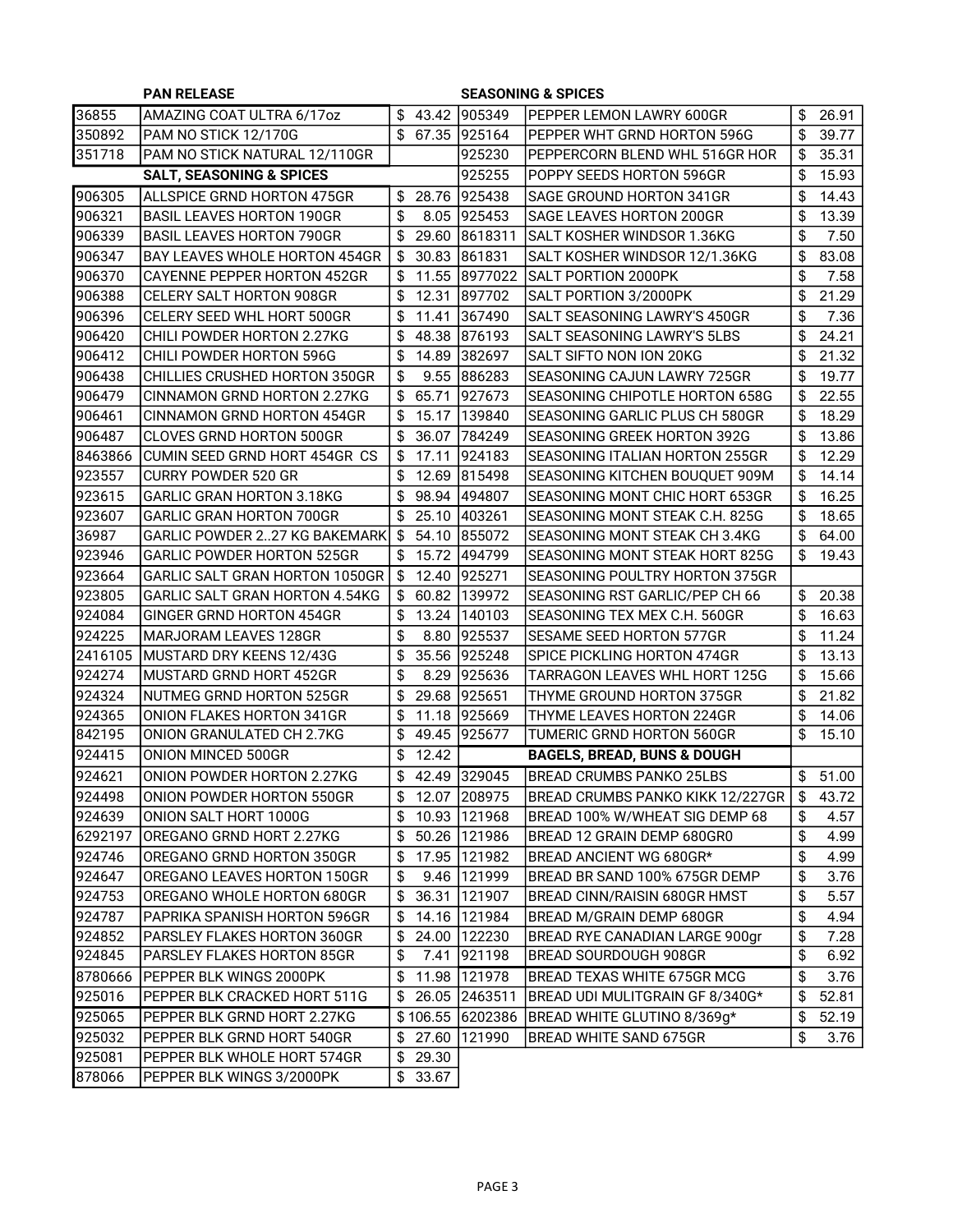**PAN RELEASE**

| Code | Description | Price |
|---|---|---|
| 36855 | AMAZING COAT ULTRA 6/17oz | $ 43.42 |
| 350892 | PAM NO STICK 12/170G | $ 67.35 |
| 351718 | PAM NO STICK NATURAL 12/110GR | |

**SALT, SEASONING & SPICES**

| Code | Description | Price |
|---|---|---|
| 906305 | ALLSPICE GRND HORTON 475GR | $ 28.76 |
| 906321 | BASIL LEAVES HORTON 190GR | $ 8.05 |
| 906339 | BASIL LEAVES HORTON 790GR | $ 29.60 |
| 906347 | BAY LEAVES WHOLE HORTON 454GR | $ 30.83 |
| 906370 | CAYENNE PEPPER HORTON 452GR | $ 11.55 |
| 906388 | CELERY SALT HORTON 908GR | $ 12.31 |
| 906396 | CELERY SEED WHL HORT 500GR | $ 11.41 |
| 906420 | CHILI POWDER HORTON 2.27KG | $ 48.38 |
| 906412 | CHILI POWDER HORTON 596G | $ 14.89 |
| 906438 | CHILLIES CRUSHED HORTON 350GR | $ 9.55 |
| 906479 | CINNAMON GRND HORTON 2.27KG | $ 65.71 |
| 906461 | CINNAMON GRND HORTON 454GR | $ 15.17 |
| 906487 | CLOVES GRND HORTON 500GR | $ 36.07 |
| 8463866 | CUMIN SEED GRND HORT 454GR CS | $ 17.11 |
| 923557 | CURRY POWDER 520 GR | $ 12.69 |
| 923615 | GARLIC GRAN HORTON 3.18KG | $ 98.94 |
| 923607 | GARLIC GRAN HORTON 700GR | $ 25.10 |
| 36987 | GARLIC POWDER 2..27 KG BAKEMARK | $ 54.10 |
| 923946 | GARLIC POWDER HORTON 525GR | $ 15.72 |
| 923664 | GARLIC SALT GRAN HORTON 1050GR | $ 12.40 |
| 923805 | GARLIC SALT GRAN HORTON 4.54KG | $ 60.82 |
| 924084 | GINGER GRND HORTON 454GR | $ 13.24 |
| 924225 | MARJORAM LEAVES 128GR | $ 8.80 |
| 2416105 | MUSTARD DRY KEENS 12/43G | $ 35.56 |
| 924274 | MUSTARD GRND HORT 452GR | $ 8.29 |
| 924324 | NUTMEG GRND HORTON 525GR | $ 29.68 |
| 924365 | ONION FLAKES HORTON 341GR | $ 11.18 |
| 842195 | ONION GRANULATED CH 2.7KG | $ 49.45 |
| 924415 | ONION MINCED 500GR | $ 12.42 |
| 924621 | ONION POWDER HORTON 2.27KG | $ 42.49 |
| 924498 | ONION POWDER HORTON 550GR | $ 12.07 |
| 924639 | ONION SALT HORT 1000G | $ 10.93 |
| 6292197 | OREGANO GRND HORT 2.27KG | $ 50.26 |
| 924746 | OREGANO GRND HORTON 350GR | $ 17.95 |
| 924647 | OREGANO LEAVES HORTON 150GR | $ 9.46 |
| 924753 | OREGANO WHOLE HORTON 680GR | $ 36.31 |
| 924787 | PAPRIKA SPANISH HORTON 596GR | $ 14.16 |
| 924852 | PARSLEY FLAKES HORTON 360GR | $ 24.00 |
| 924845 | PARSLEY FLAKES HORTON 85GR | $ 7.41 |
| 8780666 | PEPPER BLK WINGS 2000PK | $ 11.98 |
| 925016 | PEPPER BLK CRACKED HORT 511G | $ 26.05 |
| 925065 | PEPPER BLK GRND HORT 2.27KG | $ 106.55 |
| 925032 | PEPPER BLK GRND HORT 540GR | $ 27.60 |
| 925081 | PEPPER BLK WHOLE HORT 574GR | $ 29.30 |
| 878066 | PEPPER BLK WINGS 3/2000PK | $ 33.67 |

**SEASONING & SPICES**

| Code | Description | Price |
|---|---|---|
| 905349 | PEPPER LEMON LAWRY 600GR | $ 26.91 |
| 925164 | PEPPER WHT GRND HORTON 596G | $ 39.77 |
| 925230 | PEPPERCORN BLEND WHL 516GR HOR | $ 35.31 |
| 925255 | POPPY SEEDS HORTON 596GR | $ 15.93 |
| 925438 | SAGE GROUND HORTON 341GR | $ 14.43 |
| 925453 | SAGE LEAVES HORTON 200GR | $ 13.39 |
| 8618311 | SALT KOSHER WINDSOR 1.36KG | $ 7.50 |
| 861831 | SALT KOSHER WINDSOR 12/1.36KG | $ 83.08 |
| 8977022 | SALT PORTION 2000PK | $ 7.58 |
| 897702 | SALT PORTION 3/2000PK | $ 21.29 |
| 367490 | SALT SEASONING LAWRY'S 450GR | $ 7.36 |
| 876193 | SALT SEASONING LAWRY'S 5LBS | $ 24.21 |
| 382697 | SALT SIFTO NON ION 20KG | $ 21.32 |
| 886283 | SEASONING CAJUN LAWRY 725GR | $ 19.77 |
| 927673 | SEASONING CHIPOTLE HORTON 658G | $ 22.55 |
| 139840 | SEASONING GARLIC PLUS CH 580GR | $ 18.29 |
| 784249 | SEASONING GREEK HORTON 392G | $ 13.86 |
| 924183 | SEASONING ITALIAN HORTON 255GR | $ 12.29 |
| 815498 | SEASONING KITCHEN BOUQUET 909M | $ 14.14 |
| 494807 | SEASONING MONT CHIC HORT 653GR | $ 16.25 |
| 403261 | SEASONING MONT STEAK C.H. 825G | $ 18.65 |
| 855072 | SEASONING MONT STEAK CH 3.4KG | $ 64.00 |
| 494799 | SEASONING MONT STEAK HORT 825G | $ 19.43 |
| 925271 | SEASONING POULTRY HORTON 375GR | |
| 139972 | SEASONING RST GARLIC/PEP CH 66 | $ 20.38 |
| 140103 | SEASONING TEX MEX C.H. 560GR | $ 16.63 |
| 925537 | SESAME SEED HORTON 577GR | $ 11.24 |
| 925248 | SPICE PICKLING HORTON 474GR | $ 13.13 |
| 925636 | TARRAGON LEAVES WHL HORT 125G | $ 15.66 |
| 925651 | THYME GROUND HORTON 375GR | $ 21.82 |
| 925669 | THYME LEAVES HORTON 224GR | $ 14.06 |
| 925677 | TUMERIC GRND HORTON 560GR | $ 15.10 |

**BAGELS, BREAD, BUNS & DOUGH**

| Code | Description | Price |
|---|---|---|
| 329045 | BREAD CRUMBS PANKO 25LBS | $ 51.00 |
| 208975 | BREAD CRUMBS PANKO KIKK 12/227GR | $ 43.72 |
| 121968 | BREAD 100% W/WHEAT SIG DEMP 68 | $ 4.57 |
| 121986 | BREAD 12 GRAIN DEMP 680GR0 | $ 4.99 |
| 121982 | BREAD ANCIENT WG 680GR* | $ 4.99 |
| 121999 | BREAD BR SAND 100% 675GR DEMP | $ 3.76 |
| 121907 | BREAD CINN/RAISIN 680GR HMST | $ 5.57 |
| 121984 | BREAD M/GRAIN DEMP 680GR | $ 4.94 |
| 122230 | BREAD RYE CANADIAN LARGE 900gr | $ 7.28 |
| 921198 | BREAD SOURDOUGH 908GR | $ 6.92 |
| 121978 | BREAD TEXAS WHITE 675GR MCG | $ 3.76 |
| 2463511 | BREAD UDI MULITGRAIN GF 8/340G* | $ 52.81 |
| 6202386 | BREAD WHITE GLUTINO 8/369g* | $ 52.19 |
| 121990 | BREAD WHITE SAND 675GR | $ 3.76 |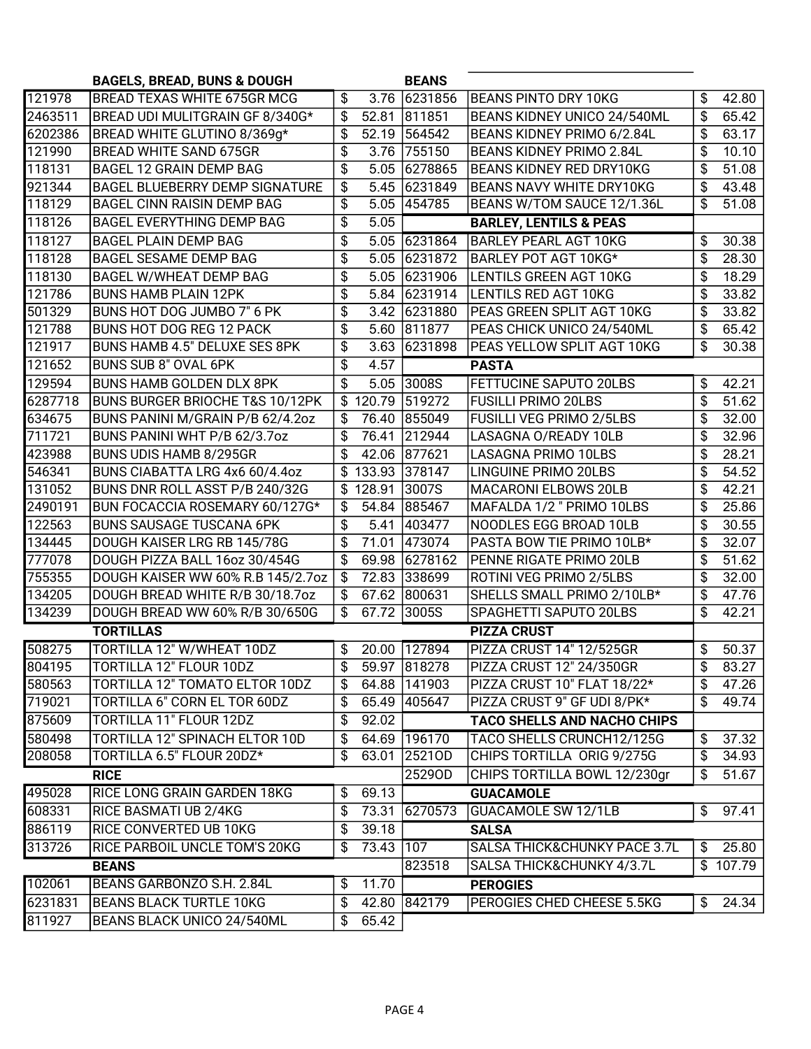## BAGELS, BREAD, BUNS & DOUGH

| Code | Item | Price |
|---|---|---|
| 121978 | BREAD TEXAS WHITE 675GR MCG | $ 3.76 |
| 2463511 | BREAD UDI MULITGRAIN GF 8/340G* | $ 52.81 |
| 6202386 | BREAD WHITE GLUTINO 8/369g* | $ 52.19 |
| 121990 | BREAD WHITE SAND 675GR | $ 3.76 |
| 118131 | BAGEL 12 GRAIN DEMP BAG | $ 5.05 |
| 921344 | BAGEL BLUEBERRY DEMP SIGNATURE | $ 5.45 |
| 118129 | BAGEL CINN RAISIN DEMP BAG | $ 5.05 |
| 118126 | BAGEL EVERYTHING DEMP BAG | $ 5.05 |
| 118127 | BAGEL PLAIN DEMP BAG | $ 5.05 |
| 118128 | BAGEL SESAME DEMP BAG | $ 5.05 |
| 118130 | BAGEL W/WHEAT DEMP BAG | $ 5.05 |
| 121786 | BUNS HAMB PLAIN 12PK | $ 5.84 |
| 501329 | BUNS HOT DOG JUMBO 7" 6 PK | $ 3.42 |
| 121788 | BUNS HOT DOG REG 12 PACK | $ 5.60 |
| 121917 | BUNS HAMB 4.5" DELUXE SES 8PK | $ 3.63 |
| 121652 | BUNS SUB 8" OVAL 6PK | $ 4.57 |
| 129594 | BUNS HAMB GOLDEN DLX 8PK | $ 5.05 |
| 6287718 | BUNS BURGER BRIOCHE T&S 10/12PK | $ 120.79 |
| 634675 | BUNS PANINI M/GRAIN P/B 62/4.2oz | $ 76.40 |
| 711721 | BUNS PANINI WHT P/B 62/3.7oz | $ 76.41 |
| 423988 | BUNS UDIS HAMB 8/295GR | $ 42.06 |
| 546341 | BUNS CIABATTA LRG 4x6 60/4.4oz | $ 133.93 |
| 131052 | BUNS DNR ROLL ASST P/B 240/32G | $ 128.91 |
| 2490191 | BUN FOCACCIA ROSEMARY 60/127G* | $ 54.84 |
| 122563 | BUNS SAUSAGE TUSCANA 6PK | $ 5.41 |
| 134445 | DOUGH KAISER LRG RB 145/78G | $ 71.01 |
| 777078 | DOUGH PIZZA BALL 16oz 30/454G | $ 69.98 |
| 755355 | DOUGH KAISER WW 60% R.B 145/2.7oz | $ 72.83 |
| 134205 | DOUGH BREAD WHITE R/B 30/18.7oz | $ 67.62 |
| 134239 | DOUGH BREAD WW 60% R/B 30/650G | $ 67.72 |

## TORTILLAS

| Code | Item | Price |
|---|---|---|
| 508275 | TORTILLA 12" W/WHEAT 10DZ | $ 20.00 |
| 804195 | TORTILLA 12" FLOUR 10DZ | $ 59.97 |
| 580563 | TORTILLA 12" TOMATO ELTOR 10DZ | $ 64.88 |
| 719021 | TORTILLA 6" CORN EL TOR 60DZ | $ 65.49 |
| 875609 | TORTILLA 11" FLOUR 12DZ | $ 92.02 |
| 580498 | TORTILLA 12" SPINACH ELTOR 10D | $ 64.69 |
| 208058 | TORTILLA 6.5" FLOUR 20DZ* | $ 63.01 |

## RICE

| Code | Item | Price |
|---|---|---|
| 495028 | RICE LONG GRAIN GARDEN 18KG | $ 69.13 |
| 608331 | RICE BASMATI UB 2/4KG | $ 73.31 |
| 886119 | RICE CONVERTED UB 10KG | $ 39.18 |
| 313726 | RICE PARBOIL UNCLE TOM'S 20KG | $ 73.43 |

## BEANS

| Code | Item | Price |
|---|---|---|
| 102061 | BEANS GARBONZO S.H. 2.84L | $ 11.70 |
| 6231831 | BEANS BLACK TURTLE 10KG | $ 42.80 |
| 811927 | BEANS BLACK UNICO 24/540ML | $ 65.42 |
| 6231856 | BEANS PINTO DRY 10KG | $ 42.80 |
| 811851 | BEANS KIDNEY UNICO 24/540ML | $ 65.42 |
| 564542 | BEANS KIDNEY PRIMO 6/2.84L | $ 63.17 |
| 755150 | BEANS KIDNEY PRIMO 2.84L | $ 10.10 |
| 6278865 | BEANS KIDNEY RED DRY10KG | $ 51.08 |
| 6231849 | BEANS NAVY WHITE DRY10KG | $ 43.48 |
| 454785 | BEANS W/TOM SAUCE 12/1.36L | $ 51.08 |

## BARLEY, LENTILS & PEAS

| Code | Item | Price |
|---|---|---|
| 6231864 | BARLEY PEARL AGT 10KG | $ 30.38 |
| 6231872 | BARLEY POT AGT 10KG* | $ 28.30 |
| 6231906 | LENTILS GREEN AGT 10KG | $ 18.29 |
| 6231914 | LENTILS RED AGT 10KG | $ 33.82 |
| 6231880 | PEAS GREEN SPLIT AGT 10KG | $ 33.82 |
| 811877 | PEAS CHICK UNICO 24/540ML | $ 65.42 |
| 6231898 | PEAS YELLOW SPLIT AGT 10KG | $ 30.38 |

## PASTA

| Code | Item | Price |
|---|---|---|
| 3008S | FETTUCINE SAPUTO 20LBS | $ 42.21 |
| 519272 | FUSILLI PRIMO 20LBS | $ 51.62 |
| 855049 | FUSILLI VEG PRIMO 2/5LBS | $ 32.00 |
| 212944 | LASAGNA O/READY 10LB | $ 32.96 |
| 877621 | LASAGNA PRIMO 10LBS | $ 28.21 |
| 378147 | LINGUINE PRIMO 20LBS | $ 54.52 |
| 3007S | MACARONI ELBOWS 20LB | $ 42.21 |
| 885467 | MAFALDA 1/2 " PRIMO 10LBS | $ 25.86 |
| 403477 | NOODLES EGG BROAD 10LB | $ 30.55 |
| 473074 | PASTA BOW TIE PRIMO 10LB* | $ 32.07 |
| 6278162 | PENNE RIGATE PRIMO 20LB | $ 51.62 |
| 338699 | ROTINI VEG PRIMO 2/5LBS | $ 32.00 |
| 800631 | SHELLS SMALL PRIMO 2/10LB* | $ 47.76 |
| 3005S | SPAGHETTI SAPUTO 20LBS | $ 42.21 |

## PIZZA CRUST

| Code | Item | Price |
|---|---|---|
| 127894 | PIZZA CRUST 14" 12/525GR | $ 50.37 |
| 818278 | PIZZA CRUST 12" 24/350GR | $ 83.27 |
| 141903 | PIZZA CRUST 10" FLAT 18/22* | $ 47.26 |
| 405647 | PIZZA CRUST 9" GF UDI 8/PK* | $ 49.74 |

## TACO SHELLS AND NACHO CHIPS

| Code | Item | Price |
|---|---|---|
| 196170 | TACO SHELLS CRUNCH12/125G | $ 37.32 |
| 2521OD | CHIPS TORTILLA ORIG 9/275G | $ 34.93 |
| 2529OD | CHIPS TORTILLA BOWL 12/230gr | $ 51.67 |

## GUACAMOLE

| Code | Item | Price |
|---|---|---|
| 6270573 | GUACAMOLE SW 12/1LB | $ 97.41 |

## SALSA

| Code | Item | Price |
|---|---|---|
| 107 | SALSA THICK&CHUNKY PACE 3.7L | $ 25.80 |
| 823518 | SALSA THICK&CHUNKY 4/3.7L | $ 107.79 |

## PEROGIES

| Code | Item | Price |
|---|---|---|
| 842179 | PEROGIES CHED CHEESE 5.5KG | $ 24.34 |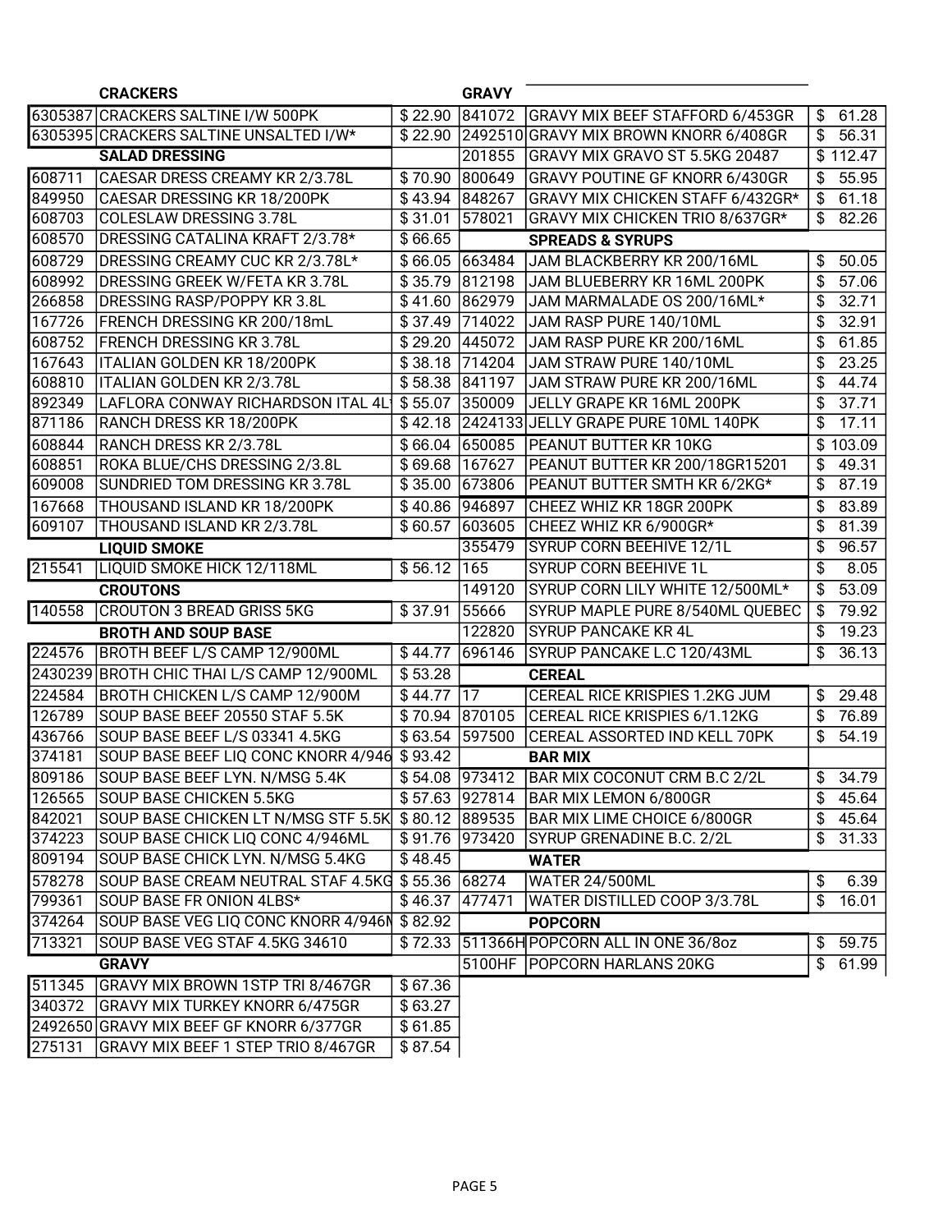### CRACKERS

| Code | Item | Price |
|---|---|---|
| 6305387 | CRACKERS SALTINE I/W 500PK | $ 22.90 |
| 6305395 | CRACKERS SALTINE UNSALTED I/W* | $ 22.90 |

### SALAD DRESSING

| Code | Item | Price |
|---|---|---|
| 608711 | CAESAR DRESS CREAMY KR 2/3.78L | $ 70.90 |
| 849950 | CAESAR DRESSING KR 18/200PK | $ 43.94 |
| 608703 | COLESLAW DRESSING 3.78L | $ 31.01 |
| 608570 | DRESSING CATALINA KRAFT 2/3.78* | $ 66.65 |
| 608729 | DRESSING CREAMY CUC KR 2/3.78L* | $ 66.05 |
| 608992 | DRESSING GREEK W/FETA KR 3.78L | $ 35.79 |
| 266858 | DRESSING RASP/POPPY KR 3.8L | $ 41.60 |
| 167726 | FRENCH DRESSING KR 200/18mL | $ 37.49 |
| 608752 | FRENCH DRESSING KR 3.78L | $ 29.20 |
| 167643 | ITALIAN GOLDEN KR 18/200PK | $ 38.18 |
| 608810 | ITALIAN GOLDEN KR 2/3.78L | $ 58.38 |
| 892349 | LAFLORA CONWAY RICHARDSON ITAL 4L | $ 55.07 |
| 871186 | RANCH DRESS KR 18/200PK | $ 42.18 |
| 608844 | RANCH DRESS KR 2/3.78L | $ 66.04 |
| 608851 | ROKA BLUE/CHS DRESSING 2/3.8L | $ 69.68 |
| 609008 | SUNDRIED TOM DRESSING KR 3.78L | $ 35.00 |
| 167668 | THOUSAND ISLAND KR 18/200PK | $ 40.86 |
| 609107 | THOUSAND ISLAND KR 2/3.78L | $ 60.57 |

### LIQUID SMOKE

| Code | Item | Price |
|---|---|---|
| 215541 | LIQUID SMOKE HICK 12/118ML | $ 56.12 |

### CROUTONS

| Code | Item | Price |
|---|---|---|
| 140558 | CROUTON 3 BREAD GRISS 5KG | $ 37.91 |

### BROTH AND SOUP BASE

| Code | Item | Price |
|---|---|---|
| 224576 | BROTH BEEF L/S CAMP 12/900ML | $ 44.77 |
| 2430239 | BROTH CHIC THAI L/S CAMP 12/900ML | $ 53.28 |
| 224584 | BROTH CHICKEN L/S CAMP 12/900M | $ 44.77 |
| 126789 | SOUP BASE BEEF 20550 STAF 5.5K | $ 70.94 |
| 436766 | SOUP BASE BEEF L/S 03341 4.5KG | $ 63.54 |
| 374181 | SOUP BASE BEEF LIQ CONC KNORR 4/946 | $ 93.42 |
| 809186 | SOUP BASE BEEF LYN. N/MSG 5.4K | $ 54.08 |
| 126565 | SOUP BASE CHICKEN 5.5KG | $ 57.63 |
| 842021 | SOUP BASE CHICKEN LT N/MSG STF 5.5K | $ 80.12 |
| 374223 | SOUP BASE CHICK LIQ CONC 4/946ML | $ 91.76 |
| 809194 | SOUP BASE CHICK LYN. N/MSG 5.4KG | $ 48.45 |
| 578278 | SOUP BASE CREAM NEUTRAL STAF 4.5KG | $ 55.36 |
| 799361 | SOUP BASE FR ONION 4LBS* | $ 46.37 |
| 374264 | SOUP BASE VEG LIQ CONC KNORR 4/946M | $ 82.92 |
| 713321 | SOUP BASE VEG STAF 4.5KG 34610 | $ 72.33 |

### GRAVY

| Code | Item | Price |
|---|---|---|
| 511345 | GRAVY MIX BROWN 1STP TRI 8/467GR | $ 67.36 |
| 340372 | GRAVY MIX TURKEY KNORR 6/475GR | $ 63.27 |
| 2492650 | GRAVY MIX BEEF GF KNORR 6/377GR | $ 61.85 |
| 275131 | GRAVY MIX BEEF 1 STEP TRIO 8/467GR | $ 87.54 |
| 841072 | GRAVY MIX BEEF STAFFORD 6/453GR | $ 61.28 |
| 2492510 | GRAVY MIX BROWN KNORR 6/408GR | $ 56.31 |
| 201855 | GRAVY MIX GRAVO ST 5.5KG 20487 | $ 112.47 |
| 800649 | GRAVY POUTINE GF KNORR 6/430GR | $ 55.95 |
| 848267 | GRAVY MIX CHICKEN STAFF 6/432GR* | $ 61.18 |
| 578021 | GRAVY MIX CHICKEN TRIO 8/637GR* | $ 82.26 |

### SPREADS & SYRUPS

| Code | Item | Price |
|---|---|---|
| 663484 | JAM BLACKBERRY KR 200/16ML | $ 50.05 |
| 812198 | JAM BLUEBERRY KR 16ML 200PK | $ 57.06 |
| 862979 | JAM MARMALADE OS 200/16ML* | $ 32.71 |
| 714022 | JAM RASP PURE 140/10ML | $ 32.91 |
| 445072 | JAM RASP PURE KR 200/16ML | $ 61.85 |
| 714204 | JAM STRAW PURE 140/10ML | $ 23.25 |
| 841197 | JAM STRAW PURE KR 200/16ML | $ 44.74 |
| 350009 | JELLY GRAPE KR 16ML 200PK | $ 37.71 |
| 2424133 | JELLY GRAPE PURE 10ML 140PK | $ 17.11 |
| 650085 | PEANUT BUTTER KR 10KG | $ 103.09 |
| 167627 | PEANUT BUTTER KR 200/18GR15201 | $ 49.31 |
| 673806 | PEANUT BUTTER SMTH KR 6/2KG* | $ 87.19 |
| 946897 | CHEEZ WHIZ KR 18GR 200PK | $ 83.89 |
| 603605 | CHEEZ WHIZ KR 6/900GR* | $ 81.39 |
| 355479 | SYRUP CORN BEEHIVE 12/1L | $ 96.57 |
| 165 | SYRUP CORN BEEHIVE 1L | $ 8.05 |
| 149120 | SYRUP CORN LILY WHITE 12/500ML* | $ 53.09 |
| 55666 | SYRUP MAPLE PURE 8/540ML QUEBEC | $ 79.92 |
| 122820 | SYRUP PANCAKE KR 4L | $ 19.23 |
| 696146 | SYRUP PANCAKE L.C 120/43ML | $ 36.13 |

### CEREAL

| Code | Item | Price |
|---|---|---|
| 17 | CEREAL RICE KRISPIES 1.2KG JUM | $ 29.48 |
| 870105 | CEREAL RICE KRISPIES 6/1.12KG | $ 76.89 |
| 597500 | CEREAL ASSORTED IND KELL 70PK | $ 54.19 |

### BAR MIX

| Code | Item | Price |
|---|---|---|
| 973412 | BAR MIX COCONUT CRM B.C 2/2L | $ 34.79 |
| 927814 | BAR MIX LEMON 6/800GR | $ 45.64 |
| 889535 | BAR MIX LIME CHOICE 6/800GR | $ 45.64 |
| 973420 | SYRUP GRENADINE B.C. 2/2L | $ 31.33 |

### WATER

| Code | Item | Price |
|---|---|---|
| 68274 | WATER 24/500ML | $ 6.39 |
| 477471 | WATER DISTILLED COOP 3/3.78L | $ 16.01 |

### POPCORN

| Code | Item | Price |
|---|---|---|
| 511366H | POPCORN ALL IN ONE 36/8oz | $ 59.75 |
| 5100HF | POPCORN HARLANS 20KG | $ 61.99 |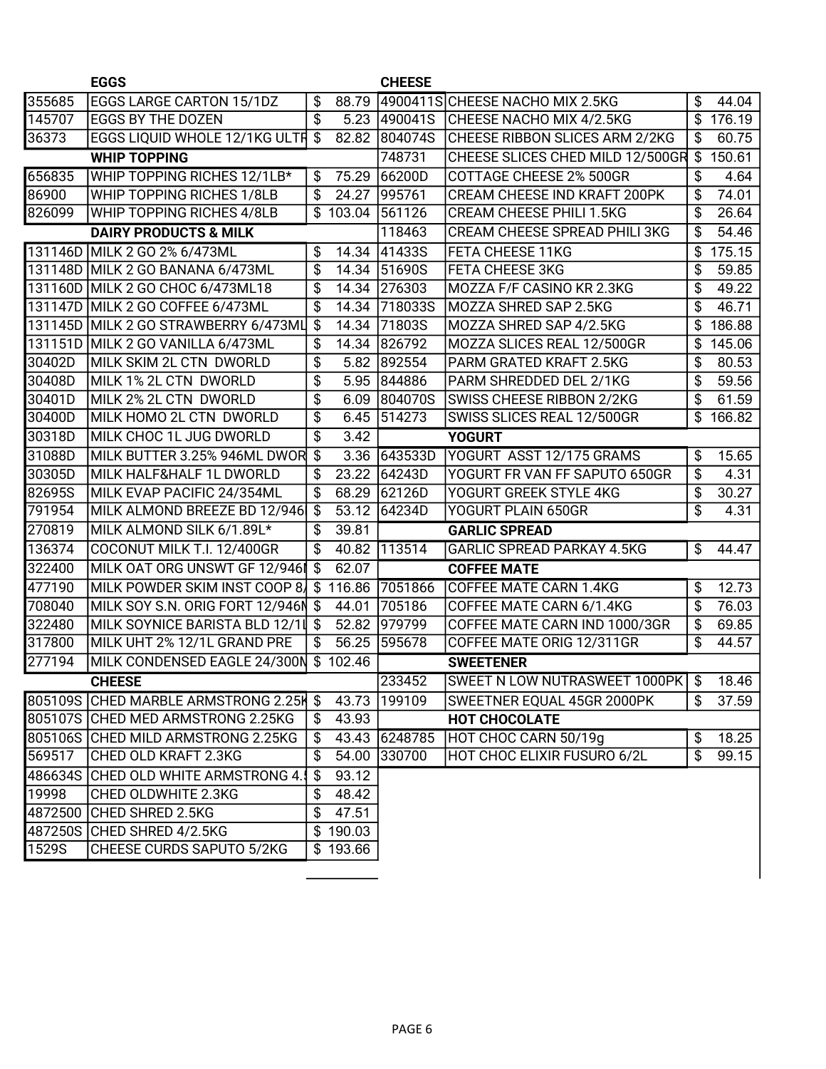### EGGS

| Code | Description | Price |
|---|---|---|
| 355685 | EGGS LARGE CARTON 15/1DZ | $ 88.79 |
| 145707 | EGGS BY THE DOZEN | $ 5.23 |
| 36373 | EGGS LIQUID WHOLE 12/1KG ULTR | $ 82.82 |

### WHIP TOPPING

| Code | Description | Price |
|---|---|---|
| 656835 | WHIP TOPPING RICHES 12/1LB* | $ 75.29 |
| 86900 | WHIP TOPPING RICHES 1/8LB | $ 24.27 |
| 826099 | WHIP TOPPING RICHES 4/8LB | $ 103.04 |

### DAIRY PRODUCTS & MILK

| Code | Description | Price |
|---|---|---|
| 131146D | MILK 2 GO 2% 6/473ML | $ 14.34 |
| 131148D | MILK 2 GO BANANA 6/473ML | $ 14.34 |
| 131160D | MILK 2 GO CHOC 6/473ML18 | $ 14.34 |
| 131147D | MILK 2 GO COFFEE 6/473ML | $ 14.34 |
| 131145D | MILK 2 GO STRAWBERRY 6/473ML | $ 14.34 |
| 131151D | MILK 2 GO VANILLA 6/473ML | $ 14.34 |
| 30402D | MILK SKIM 2L CTN DWORLD | $ 5.82 |
| 30408D | MILK 1% 2L CTN DWORLD | $ 5.95 |
| 30401D | MILK 2% 2L CTN DWORLD | $ 6.09 |
| 30400D | MILK HOMO 2L CTN DWORLD | $ 6.45 |
| 30318D | MILK CHOC 1L JUG DWORLD | $ 3.42 |
| 31088D | MILK BUTTER 3.25% 946ML DWOR | $ 3.36 |
| 30305D | MILK HALF&HALF 1L DWORLD | $ 23.22 |
| 82695S | MILK EVAP PACIFIC 24/354ML | $ 68.29 |
| 791954 | MILK ALMOND BREEZE BD 12/946 | $ 53.12 |
| 270819 | MILK ALMOND SILK 6/1.89L* | $ 39.81 |
| 136374 | COCONUT MILK T.I. 12/400GR | $ 40.82 |
| 322400 | MILK OAT ORG UNSWT GF 12/946I | $ 62.07 |
| 477190 | MILK POWDER SKIM INST COOP 8/ | $ 116.86 |
| 708040 | MILK SOY S.N. ORIG FORT 12/946N | $ 44.01 |
| 322480 | MILK SOYNICE BARISTA BLD 12/1L | $ 52.82 |
| 317800 | MILK UHT 2% 12/1L GRAND PRE | $ 56.25 |
| 277194 | MILK CONDENSED EAGLE 24/300N | $ 102.46 |

### CHEESE

| Code | Description | Price |
|---|---|---|
| 805109S | CHED MARBLE ARMSTRONG 2.25K | $ 43.73 |
| 805107S | CHED MED ARMSTRONG 2.25KG | $ 43.93 |
| 805106S | CHED MILD ARMSTRONG 2.25KG | $ 43.43 |
| 569517 | CHED OLD KRAFT 2.3KG | $ 54.00 |
| 486634S | CHED OLD WHITE ARMSTRONG 4.5 | $ 93.12 |
| 19998 | CHED OLDWHITE 2.3KG | $ 48.42 |
| 4872500 | CHED SHRED 2.5KG | $ 47.51 |
| 487250S | CHED SHRED 4/2.5KG | $ 190.03 |
| 1529S | CHEESE CURDS SAPUTO 5/2KG | $ 193.66 |

### CHEESE

| Code | Description | Price |
|---|---|---|
| 4900411S | CHEESE NACHO MIX 2.5KG | $ 44.04 |
| 490041S | CHEESE NACHO MIX 4/2.5KG | $ 176.19 |
| 804074S | CHEESE RIBBON SLICES ARM 2/2KG | $ 60.75 |
| 748731 | CHEESE SLICES CHED MILD 12/500GR | $ 150.61 |
| 66200D | COTTAGE CHEESE 2% 500GR | $ 4.64 |
| 995761 | CREAM CHEESE IND KRAFT 200PK | $ 74.01 |
| 561126 | CREAM CHEESE PHILI 1.5KG | $ 26.64 |
| 118463 | CREAM CHEESE SPREAD PHILI 3KG | $ 54.46 |
| 41433S | FETA CHEESE 11KG | $ 175.15 |
| 51690S | FETA CHEESE 3KG | $ 59.85 |
| 276303 | MOZZA F/F CASINO KR 2.3KG | $ 49.22 |
| 718033S | MOZZA SHRED SAP 2.5KG | $ 46.71 |
| 71803S | MOZZA SHRED SAP 4/2.5KG | $ 186.88 |
| 826792 | MOZZA SLICES REAL 12/500GR | $ 145.06 |
| 892554 | PARM GRATED KRAFT 2.5KG | $ 80.53 |
| 844886 | PARM SHREDDED DEL 2/1KG | $ 59.56 |
| 804070S | SWISS CHEESE RIBBON 2/2KG | $ 61.59 |
| 514273 | SWISS SLICES REAL 12/500GR | $ 166.82 |

### YOGURT

| Code | Description | Price |
|---|---|---|
| 643533D | YOGURT ASST 12/175 GRAMS | $ 15.65 |
| 64243D | YOGURT FR VAN FF SAPUTO 650GR | $ 4.31 |
| 62126D | YOGURT GREEK STYLE 4KG | $ 30.27 |
| 64234D | YOGURT PLAIN 650GR | $ 4.31 |

### GARLIC SPREAD

| Code | Description | Price |
|---|---|---|
| 113514 | GARLIC SPREAD PARKAY 4.5KG | $ 44.47 |

### COFFEE MATE

| Code | Description | Price |
|---|---|---|
| 7051866 | COFFEE MATE CARN 1.4KG | $ 12.73 |
| 705186 | COFFEE MATE CARN 6/1.4KG | $ 76.03 |
| 979799 | COFFEE MATE CARN IND 1000/3GR | $ 69.85 |
| 595678 | COFFEE MATE ORIG 12/311GR | $ 44.57 |

### SWEETENER

| Code | Description | Price |
|---|---|---|
| 233452 | SWEET N LOW NUTRASWEET 1000PK | $ 18.46 |
| 199109 | SWEETNER EQUAL 45GR 2000PK | $ 37.59 |

### HOT CHOCOLATE

| Code | Description | Price |
|---|---|---|
| 6248785 | HOT CHOC CARN 50/19g | $ 18.25 |
| 330700 | HOT CHOC ELIXIR FUSURO 6/2L | $ 99.15 |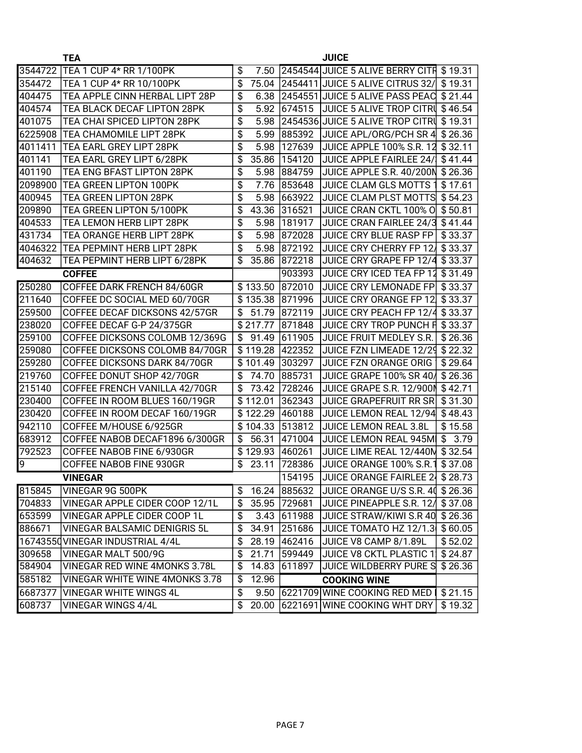| TEA | | | | JUICE | |
|---|---|---|---|---|---|
| 3544722 | TEA 1 CUP 4* RR 1/100PK | $ 7.50 | 2454544 | JUICE 5 ALIVE BERRY CITR | $ 19.31 |
| 354472 | TEA 1 CUP 4* RR 10/100PK | $ 75.04 | 2454411 | JUICE 5 ALIVE CITRUS 32/ | $ 19.31 |
| 404475 | TEA APPLE CINN HERBAL LIPT 28P | $ 6.38 | 2454551 | JUICE 5 ALIVE PASS PEAC | $ 21.44 |
| 404574 | TEA BLACK DECAF LIPTON 28PK | $ 5.92 | 674515 | JUICE 5 ALIVE TROP CITRU | $ 46.54 |
| 401075 | TEA CHAI SPICED LIPTON 28PK | $ 5.98 | 2454536 | JUICE 5 ALIVE TROP CITRU | $ 19.31 |
| 6225908 | TEA CHAMOMILE LIPT 28PK | $ 5.99 | 885392 | JUICE APL/ORG/PCH SR 4 | $ 26.36 |
| 4011411 | TEA EARL GREY LIPT 28PK | $ 5.98 | 127639 | JUICE APPLE 100% S.R. 12 | $ 32.11 |
| 401141 | TEA EARL GREY LIPT 6/28PK | $ 35.86 | 154120 | JUICE APPLE FAIRLEE 24/ | $ 41.44 |
| 401190 | TEA ENG BFAST LIPTON 28PK | $ 5.98 | 884759 | JUICE APPLE S.R. 40/200M | $ 26.36 |
| 2098900 | TEA GREEN LIPTON 100PK | $ 7.76 | 853648 | JUICE CLAM GLS MOTTS 1 | $ 17.61 |
| 400945 | TEA GREEN LIPTON 28PK | $ 5.98 | 663922 | JUICE CLAM PLST MOTTS | $ 54.23 |
| 209890 | TEA GREEN LIPTON 5/100PK | $ 43.36 | 316521 | JUICE CRAN CKTL 100% O | $ 50.81 |
| 404533 | TEA LEMON HERB LIPT 28PK | $ 5.98 | 181917 | JUICE CRAN FAIRLEE 24/3 | $ 41.44 |
| 431734 | TEA ORANGE HERB LIPT 28PK | $ 5.98 | 872028 | JUICE CRY BLUE RASP FP | $ 33.37 |
| 4046322 | TEA PEPMINT HERB LIPT 28PK | $ 5.98 | 872192 | JUICE CRY CHERRY FP 12/ | $ 33.37 |
| 404632 | TEA PEPMINT HERB LIPT 6/28PK | $ 35.86 | 872218 | JUICE CRY GRAPE FP 12/4 | $ 33.37 |
| | **COFFEE** | | 903393 | JUICE CRY ICED TEA FP 12 | $ 31.49 |
| 250280 | COFFEE DARK FRENCH 84/60GR | $ 133.50 | 872010 | JUICE CRY LEMONADE FP | $ 33.37 |
| 211640 | COFFEE DC SOCIAL MED 60/70GR | $ 135.38 | 871996 | JUICE CRY ORANGE FP 12 | $ 33.37 |
| 259500 | COFFEE DECAF DICKSONS 42/57GR | $ 51.79 | 872119 | JUICE CRY PEACH FP 12/4 | $ 33.37 |
| 238020 | COFFEE DECAF G-P 24/375GR | $ 217.77 | 871848 | JUICE CRY TROP PUNCH F | $ 33.37 |
| 259100 | COFFEE DICKSONS COLOMB 12/369G | $ 91.49 | 611905 | JUICE FRUIT MEDLEY S.R. | $ 26.36 |
| 259080 | COFFEE DICKSONS COLOMB 84/70GR | $ 119.28 | 422352 | JUICE FZN LIMEADE 12/29 | $ 22.32 |
| 259280 | COFFEE DICKSONS DARK 84/70GR | $ 101.49 | 303297 | JUICE FZN ORANGE ORIG | $ 29.64 |
| 219760 | COFFEE DONUT SHOP 42/70GR | $ 74.70 | 885731 | JUICE GRAPE 100% SR 40/ | $ 26.36 |
| 215140 | COFFEE FRENCH VANILLA 42/70GR | $ 73.42 | 728246 | JUICE GRAPE S.R. 12/900M | $ 42.71 |
| 230400 | COFFEE IN ROOM BLUES 160/19GR | $ 112.01 | 362343 | JUICE GRAPEFRUIT RR SR | $ 31.30 |
| 230420 | COFFEE IN ROOM DECAF 160/19GR | $ 122.29 | 460188 | JUICE LEMON REAL 12/94 | $ 48.43 |
| 942110 | COFFEE M/HOUSE 6/925GR | $ 104.33 | 513812 | JUICE LEMON REAL 3.8L | $ 15.58 |
| 683912 | COFFEE NABOB DECAF1896 6/300GR | $ 56.31 | 471004 | JUICE LEMON REAL 945MI | $ 3.79 |
| 792523 | COFFEE NABOB FINE 6/930GR | $ 129.93 | 460261 | JUICE LIME REAL 12/440M | $ 32.54 |
| 9 | COFFEE NABOB FINE 930GR | $ 23.11 | 728386 | JUICE ORANGE 100% S.R.1 | $ 37.08 |
| | **VINEGAR** | | 154195 | JUICE ORANGE FAIRLEE 24 | $ 28.73 |
| 815845 | VINEGAR 9G 500PK | $ 16.24 | 885632 | JUICE ORANGE U/S S.R. 40 | $ 26.36 |
| 704833 | VINEGAR APPLE CIDER COOP 12/1L | $ 35.95 | 729681 | JUICE PINEAPPLE S.R. 12/ | $ 37.08 |
| 653599 | VINEGAR APPLE CIDER COOP 1L | $ 3.43 | 611988 | JUICE STRAW/KIWI S.R 40 | $ 26.36 |
| 886671 | VINEGAR BALSAMIC DENIGRIS 5L | $ 34.91 | 251686 | JUICE TOMATO HZ 12/1.3 | $ 60.05 |
| 16743550 | VINEGAR INDUSTRIAL 4/4L | $ 28.19 | 462416 | JUICE V8 CAMP 8/1.89L | $ 52.02 |
| 309658 | VINEGAR MALT 500/9G | $ 21.71 | 599449 | JUICE V8 CKTL PLASTIC 1 | $ 24.87 |
| 584904 | VINEGAR RED WINE 4MONKS 3.78L | $ 14.83 | 611897 | JUICE WILDBERRY PURE S | $ 26.36 |
| 585182 | VINEGAR WHITE WINE 4MONKS 3.78 | $ 12.96 | | **COOKING WINE** | |
| 6687377 | VINEGAR WHITE WINGS 4L | $ 9.50 | 6221709 | WINE COOKING RED MED | $ 21.15 |
| 608737 | VINEGAR WINGS 4/4L | $ 20.00 | 6221691 | WINE COOKING WHT DRY | $ 19.32 |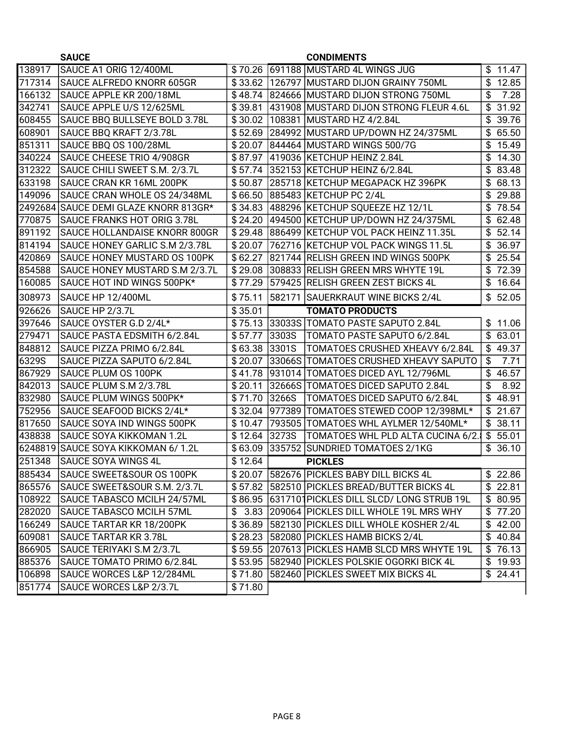| | SAUCE | | | CONDIMENTS | |
|---|---|---|---|---|---|
| 138917 | SAUCE A1 ORIG 12/400ML | $ 70.26 | 691188 | MUSTARD 4L WINGS JUG | $ 11.47 |
| 717314 | SAUCE ALFREDO KNORR 605GR | $ 33.62 | 126797 | MUSTARD DIJON GRAINY 750ML | $ 12.85 |
| 166132 | SAUCE APPLE KR 200/18ML | $ 48.74 | 824666 | MUSTARD DIJON STRONG 750ML | $ 7.28 |
| 342741 | SAUCE APPLE U/S 12/625ML | $ 39.81 | 431908 | MUSTARD DIJON STRONG FLEUR 4.6L | $ 31.92 |
| 608455 | SAUCE BBQ BULLSEYE BOLD 3.78L | $ 30.02 | 108381 | MUSTARD HZ 4/2.84L | $ 39.76 |
| 608901 | SAUCE BBQ KRAFT 2/3.78L | $ 52.69 | 284992 | MUSTARD UP/DOWN HZ 24/375ML | $ 65.50 |
| 851311 | SAUCE BBQ OS 100/28ML | $ 20.07 | 844464 | MUSTARD WINGS 500/7G | $ 15.49 |
| 340224 | SAUCE CHEESE TRIO 4/908GR | $ 87.97 | 419036 | KETCHUP HEINZ 2.84L | $ 14.30 |
| 312322 | SAUCE CHILI SWEET S.M. 2/3.7L | $ 57.74 | 352153 | KETCHUP HEINZ 6/2.84L | $ 83.48 |
| 633198 | SAUCE CRAN KR 16ML 200PK | $ 50.87 | 285718 | KETCHUP MEGAPACK HZ 396PK | $ 68.13 |
| 149096 | SAUCE CRAN WHOLE OS 24/348ML | $ 66.50 | 885483 | KETCHUP PC 2/4L | $ 29.88 |
| 2492684 | SAUCE DEMI GLAZE KNORR 813GR* | $ 34.83 | 488296 | KETCHUP SQUEEZE HZ 12/1L | $ 78.54 |
| 770875 | SAUCE FRANKS HOT ORIG 3.78L | $ 24.20 | 494500 | KETCHUP UP/DOWN HZ 24/375ML | $ 62.48 |
| 891192 | SAUCE HOLLANDAISE KNORR 800GR | $ 29.48 | 886499 | KETCHUP VOL PACK HEINZ 11.35L | $ 52.14 |
| 814194 | SAUCE HONEY GARLIC S.M 2/3.78L | $ 20.07 | 762716 | KETCHUP VOL PACK WINGS 11.5L | $ 36.97 |
| 420869 | SAUCE HONEY MUSTARD OS 100PK | $ 62.27 | 821744 | RELISH GREEN IND WINGS 500PK | $ 25.54 |
| 854588 | SAUCE HONEY MUSTARD S.M 2/3.7L | $ 29.08 | 308833 | RELISH GREEN MRS WHYTE 19L | $ 72.39 |
| 160085 | SAUCE HOT IND WINGS 500PK* | $ 77.29 | 579425 | RELISH GREEN ZEST BICKS 4L | $ 16.64 |
| 308973 | SAUCE HP 12/400ML | $ 75.11 | 582171 | SAUERKRAUT WINE BICKS 2/4L | $ 52.05 |
| 926626 | SAUCE HP 2/3.7L | $ 35.01 | | **TOMATO PRODUCTS** | |
| 397646 | SAUCE OYSTER G.D 2/4L* | $ 75.13 | 33033S | TOMATO PASTE SAPUTO 2.84L | $ 11.06 |
| 279471 | SAUCE PASTA EDSMITH 6/2.84L | $ 57.77 | 3303S | TOMATO PASTE SAPUTO 6/2.84L | $ 63.01 |
| 848812 | SAUCE PIZZA PRIMO 6/2.84L | $ 63.38 | 3301S | TOMATOES CRUSHED XHEAVY 6/2.84L | $ 49.37 |
| 6329S | SAUCE PIZZA SAPUTO 6/2.84L | $ 20.07 | 33066S | TOMATOES CRUSHED XHEAVY SAPUTO | $ 7.71 |
| 867929 | SAUCE PLUM OS 100PK | $ 41.78 | 931014 | TOMATOES DICED AYL 12/796ML | $ 46.57 |
| 842013 | SAUCE PLUM S.M 2/3.78L | $ 20.11 | 32666S | TOMATOES DICED SAPUTO 2.84L | $ 8.92 |
| 832980 | SAUCE PLUM WINGS 500PK* | $ 71.70 | 3266S | TOMATOES DICED SAPUTO 6/2.84L | $ 48.91 |
| 752956 | SAUCE SEAFOOD BICKS 2/4L* | $ 32.04 | 977389 | TOMATOES STEWED COOP 12/398ML* | $ 21.67 |
| 817650 | SAUCE SOYA IND WINGS 500PK | $ 10.47 | 793505 | TOMATOES WHL AYLMER 12/540ML* | $ 38.11 |
| 438838 | SAUCE SOYA KIKKOMAN 1.2L | $ 12.64 | 3273S | TOMATOES WHL PLD ALTA CUCINA 6/2.8 | $ 55.01 |
| 6248819 | SAUCE SOYA KIKKOMAN 6/ 1.2L | $ 63.09 | 335752 | SUNDRIED TOMATOES 2/1KG | $ 36.10 |
| 251348 | SAUCE SOYA WINGS 4L | $ 12.64 | | **PICKLES** | |
| 885434 | SAUCE SWEET&SOUR OS 100PK | $ 20.07 | 582676 | PICKLES BABY DILL BICKS 4L | $ 22.86 |
| 865576 | SAUCE SWEET&SOUR S.M. 2/3.7L | $ 57.82 | 582510 | PICKLES BREAD/BUTTER BICKS 4L | $ 22.81 |
| 108922 | SAUCE TABASCO MCILH 24/57ML | $ 86.95 | 6317101 | PICKLES DILL SLCD/ LONG STRUB 19L | $ 80.95 |
| 282020 | SAUCE TABASCO MCILH 57ML | $ 3.83 | 209064 | PICKLES DILL WHOLE 19L MRS WHY | $ 77.20 |
| 166249 | SAUCE TARTAR KR 18/200PK | $ 36.89 | 582130 | PICKLES DILL WHOLE KOSHER 2/4L | $ 42.00 |
| 609081 | SAUCE TARTAR KR 3.78L | $ 28.23 | 582080 | PICKLES HAMB BICKS 2/4L | $ 40.84 |
| 866905 | SAUCE TERIYAKI S.M 2/3.7L | $ 59.55 | 207613 | PICKLES HAMB SLCD MRS WHYTE 19L | $ 76.13 |
| 885376 | SAUCE TOMATO PRIMO 6/2.84L | $ 53.95 | 582940 | PICKLES POLSKIE OGORKI BICK 4L | $ 19.93 |
| 106898 | SAUCE WORCES L&P 12/284ML | $ 71.80 | 582460 | PICKLES SWEET MIX BICKS 4L | $ 24.41 |
| 851774 | SAUCE WORCES L&P 2/3.7L | $ 71.80 | | | |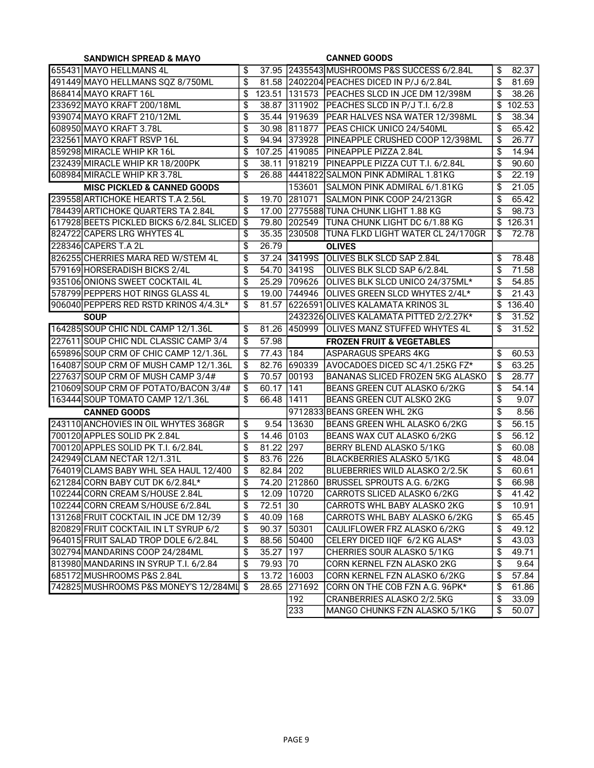## SANDWICH SPREAD & MAYO

| Code | Item | Price |
|---|---|---|
| 655431 | MAYO HELLMANS 4L | $ 37.95 |
| 491449 | MAYO HELLMANS SQZ 8/750ML | $ 81.58 |
| 868414 | MAYO KRAFT 16L | $ 123.51 |
| 233692 | MAYO KRAFT 200/18ML | $ 38.87 |
| 939074 | MAYO KRAFT 210/12ML | $ 35.44 |
| 608950 | MAYO KRAFT 3.78L | $ 30.98 |
| 232561 | MAYO KRAFT RSVP 16L | $ 94.94 |
| 859298 | MIRACLE WHIP KR 16L | $ 107.25 |
| 232439 | MIRACLE WHIP KR 18/200PK | $ 38.11 |
| 608984 | MIRACLE WHIP KR 3.78L | $ 26.88 |

## MISC PICKLED & CANNED GOODS

| Code | Item | Price |
|---|---|---|
| 239558 | ARTICHOKE HEARTS T.A 2.56L | $ 19.70 |
| 784439 | ARTICHOKE QUARTERS TA 2.84L | $ 17.00 |
| 617928 | BEETS PICKLED BICKS 6/2.84L SLICED | $ 79.80 |
| 824722 | CAPERS LRG WHYTES 4L | $ 35.35 |
| 228346 | CAPERS T.A 2L | $ 26.79 |
| 826255 | CHERRIES MARA RED W/STEM 4L | $ 37.24 |
| 579169 | HORSERADISH BICKS 2/4L | $ 54.70 |
| 935106 | ONIONS SWEET COCKTAIL 4L | $ 25.29 |
| 578799 | PEPPERS HOT RINGS GLASS 4L | $ 19.00 |
| 906040 | PEPPERS RED RSTD KRINOS 4/4.3L* | $ 81.57 |

## SOUP

| Code | Item | Price |
|---|---|---|
| 164285 | SOUP CHIC NDL CAMP 12/1.36L | $ 81.26 |
| 227611 | SOUP CHIC NDL CLASSIC CAMP 3/4 | $ 57.98 |
| 659896 | SOUP CRM OF CHIC CAMP 12/1.36L | $ 77.43 |
| 164087 | SOUP CRM OF MUSH CAMP 12/1.36L | $ 82.76 |
| 227637 | SOUP CRM OF MUSH CAMP 3/4# | $ 70.57 |
| 210609 | SOUP CRM OF POTATO/BACON 3/4# | $ 60.17 |
| 163444 | SOUP TOMATO CAMP 12/1.36L | $ 66.48 |

## CANNED GOODS

| Code | Item | Price |
|---|---|---|
| 243110 | ANCHOVIES IN OIL WHYTES 368GR | $ 9.54 |
| 700120 | APPLES SOLID PK 2.84L | $ 14.46 |
| 700120 | APPLES SOLID PK T.I. 6/2.84L | $ 81.22 |
| 242949 | CLAM NECTAR 12/1.31L | $ 83.76 |
| 764019 | CLAMS BABY WHL SEA HAUL 12/400 | $ 82.84 |
| 621284 | CORN BABY CUT DK 6/2.84L* | $ 74.20 |
| 102244 | CORN CREAM S/HOUSE 2.84L | $ 12.09 |
| 102244 | CORN CREAM S/HOUSE 6/2.84L | $ 72.51 |
| 131268 | FRUIT COCKTAIL IN JCE DM 12/39 | $ 40.09 |
| 820829 | FRUIT COCKTAIL IN LT SYRUP 6/2 | $ 90.37 |
| 964015 | FRUIT SALAD TROP DOLE 6/2.84L | $ 88.56 |
| 302794 | MANDARINS COOP 24/284ML | $ 35.27 |
| 813980 | MANDARINS IN SYRUP T.I. 6/2.84 | $ 79.93 |
| 685172 | MUSHROOMS P&S 2.84L | $ 13.72 |
| 742825 | MUSHROOMS P&S MONEY'S 12/284ML | $ 28.65 |
| 2435543 | MUSHROOMS P&S SUCCESS 6/2.84L | $ 82.37 |
| 2402204 | PEACHES DICED IN P/J 6/2.84L | $ 81.69 |
| 131573 | PEACHES SLCD IN JCE DM 12/398M | $ 38.26 |
| 311902 | PEACHES SLCD IN P/J T.I. 6/2.8 | $ 102.53 |
| 919639 | PEAR HALVES NSA WATER 12/398ML | $ 38.34 |
| 811877 | PEAS CHICK UNICO 24/540ML | $ 65.42 |
| 373928 | PINEAPPLE CRUSHED COOP 12/398ML | $ 26.77 |
| 419085 | PINEAPPLE PIZZA 2.84L | $ 14.94 |
| 918219 | PINEAPPLE PIZZA CUT T.I. 6/2.84L | $ 90.60 |
| 4441822 | SALMON PINK ADMIRAL 1.81KG | $ 22.19 |
| 153601 | SALMON PINK ADMIRAL 6/1.81KG | $ 21.05 |
| 281071 | SALMON PINK COOP 24/213GR | $ 65.42 |
| 2775588 | TUNA CHUNK LIGHT 1.88 KG | $ 98.73 |
| 202549 | TUNA CHUNK LIGHT DC 6/1.88 KG | $ 126.31 |
| 230508 | TUNA FLKD LIGHT WATER CL 24/170GR | $ 72.78 |

## OLIVES

| Code | Item | Price |
|---|---|---|
| 34199S | OLIVES BLK SLCD SAP 2.84L | $ 78.48 |
| 3419S | OLIVES BLK SLCD SAP 6/2.84L | $ 71.58 |
| 709626 | OLIVES BLK SLCD UNICO 24/375ML* | $ 54.85 |
| 744946 | OLIVES GREEN SLCD WHYTES 2/4L* | $ 21.43 |
| 6226591 | OLIVES KALAMATA KRINOS 3L | $ 136.40 |
| 2432326 | OLIVES KALAMATA PITTED 2/2.27K* | $ 31.52 |
| 450999 | OLIVES MANZ STUFFED WHYTES 4L | $ 31.52 |

## FROZEN FRUIT & VEGETABLES

| Code | Item | Price |
|---|---|---|
| 184 | ASPARAGUS SPEARS 4KG | $ 60.53 |
| 690339 | AVOCADOES DICED SC 4/1.25KG FZ* | $ 63.25 |
| 00193 | BANANAS SLICED FROZEN 5KG ALASKO | $ 28.77 |
| 141 | BEANS GREEN CUT ALASKO 6/2KG | $ 54.14 |
| 1411 | BEANS GREEN CUT ALSKO 2KG | $ 9.07 |
| 9712833 | BEANS GREEN WHL 2KG | $ 8.56 |
| 13630 | BEANS GREEN WHL ALASKO 6/2KG | $ 56.15 |
| 0103 | BEANS WAX CUT ALASKO 6/2KG | $ 56.12 |
| 297 | BERRY BLEND ALASKO 5/1KG | $ 60.08 |
| 226 | BLACKBERRIES ALASKO 5/1KG | $ 48.04 |
| 202 | BLUEBERRIES WILD ALASKO 2/2.5K | $ 60.61 |
| 212860 | BRUSSEL SPROUTS A.G. 6/2KG | $ 66.98 |
| 10720 | CARROTS SLICED ALASKO 6/2KG | $ 41.42 |
| 30 | CARROTS WHL BABY ALASKO 2KG | $ 10.91 |
| 168 | CARROTS WHL BABY ALASKO 6/2KG | $ 65.45 |
| 50301 | CAULIFLOWER FRZ ALASKO 6/2KG | $ 49.12 |
| 50400 | CELERY DICED IIQF 6/2 KG ALAS* | $ 43.03 |
| 197 | CHERRIES SOUR ALASKO 5/1KG | $ 49.71 |
| 70 | CORN KERNEL FZN ALASKO 2KG | $ 9.64 |
| 16003 | CORN KERNEL FZN ALASKO 6/2KG | $ 57.84 |
| 271692 | CORN ON THE COB FZN A.G. 96PK* | $ 61.86 |
| 192 | CRANBERRIES ALASKO 2/2.5KG | $ 33.09 |
| 233 | MANGO CHUNKS FZN ALASKO 5/1KG | $ 50.07 |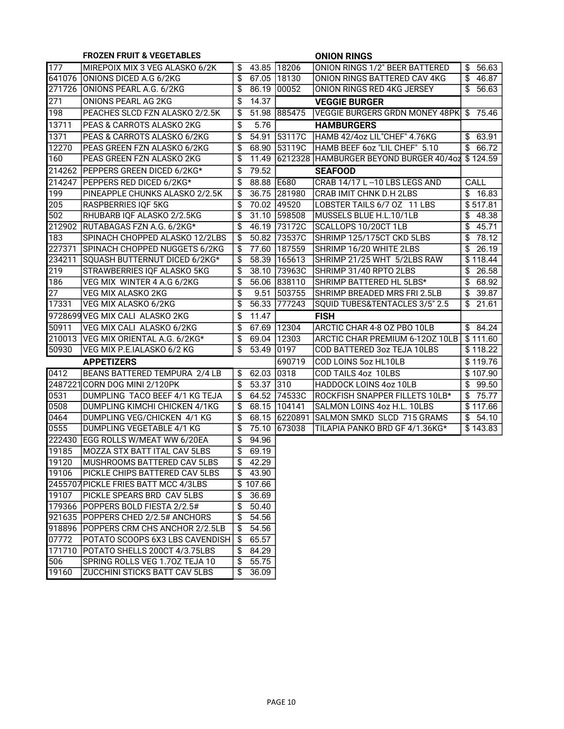## FROZEN FRUIT & VEGETABLES

| Code | Description | Price |
|---|---|---|
| 177 | MIREPOIX MIX 3 VEG ALASKO 6/2K | $ 43.85 |
| 641076 | ONIONS DICED A.G 6/2KG | $ 67.05 |
| 271726 | ONIONS PEARL A.G. 6/2KG | $ 86.19 |
| 271 | ONIONS PEARL AG 2KG | $ 14.37 |
| 198 | PEACHES SLCD FZN ALASKO 2/2.5K | $ 51.98 |
| 13711 | PEAS & CARROTS ALASKO 2KG | $ 5.76 |
| 1371 | PEAS & CARROTS ALASKO 6/2KG | $ 54.91 |
| 12270 | PEAS GREEN FZN ALASKO 6/2KG | $ 68.90 |
| 160 | PEAS GREEN FZN ALASKO 2KG | $ 11.49 |
| 214262 | PEPPERS GREEN DICED 6/2KG* | $ 79.52 |
| 214247 | PEPPERS RED DICED 6/2KG* | $ 88.88 |
| 199 | PINEAPPLE CHUNKS ALASKO 2/2.5K | $ 36.75 |
| 205 | RASPBERRIES IQF 5KG | $ 70.02 |
| 502 | RHUBARB IQF ALASKO 2/2.5KG | $ 31.10 |
| 212902 | RUTABAGAS FZN A.G. 6/2KG* | $ 46.19 |
| 183 | SPINACH CHOPPED ALASKO 12/2LBS | $ 50.82 |
| 227371 | SPINACH CHOPPED NUGGETS 6/2KG | $ 77.60 |
| 234211 | SQUASH BUTTERNUT DICED 6/2KG* | $ 58.39 |
| 219 | STRAWBERRIES IQF ALASKO 5KG | $ 38.10 |
| 186 | VEG MIX WINTER 4 A.G 6/2KG | $ 56.06 |
| 27 | VEG MIX ALASKO 2KG | $ 9.51 |
| 17331 | VEG MIX ALASKO 6/2KG | $ 56.33 |
| 9728699 | VEG MIX CALI ALASKO 2KG | $ 11.47 |
| 50911 | VEG MIX CALI ALASKO 6/2KG | $ 67.69 |
| 210013 | VEG MIX ORIENTAL A.G. 6/2KG* | $ 69.04 |
| 50930 | VEG MIX P.E.IALASKO 6/2 KG | $ 53.49 |

## APPETIZERS

| Code | Description | Price |
|---|---|---|
| 0412 | BEANS BATTERED TEMPURA 2/4 LB | $ 62.03 |
| 2487221 | CORN DOG MINI 2/120PK | $ 53.37 |
| 0531 | DUMPLING TACO BEEF 4/1 KG TEJA | $ 64.52 |
| 0508 | DUMPLING KIMCHI CHICKEN 4/1KG | $ 68.15 |
| 0464 | DUMPLING VEG/CHICKEN 4/1 KG | $ 68.15 |
| 0555 | DUMPLING VEGETABLE 4/1 KG | $ 75.10 |
| 222430 | EGG ROLLS W/MEAT WW 6/20EA | $ 94.96 |
| 19185 | MOZZA STX BATT ITAL CAV 5LBS | $ 69.19 |
| 19120 | MUSHROOMS BATTERED CAV 5LBS | $ 42.29 |
| 19106 | PICKLE CHIPS BATTERED CAV 5LBS | $ 43.90 |
| 2455707 | PICKLE FRIES BATT MCC 4/3LBS | $ 107.66 |
| 19107 | PICKLE SPEARS BRD CAV 5LBS | $ 36.69 |
| 179366 | POPPERS BOLD FIESTA 2/2.5# | $ 50.40 |
| 921635 | POPPERS CHED 2/2.5# ANCHORS | $ 54.56 |
| 918896 | POPPERS CRM CHS ANCHOR 2/2.5LB | $ 54.56 |
| 07772 | POTATO SCOOPS 6X3 LBS CAVENDISH | $ 65.57 |
| 171710 | POTATO SHELLS 200CT 4/3.75LBS | $ 84.29 |
| 506 | SPRING ROLLS VEG 1.7OZ TEJA 10 | $ 55.75 |
| 19160 | ZUCCHINI STICKS BATT CAV 5LBS | $ 36.09 |

## ONION RINGS

| Code | Description | Price |
|---|---|---|
| 18206 | ONION RINGS 1/2" BEER BATTERED | $ 56.63 |
| 18130 | ONION RINGS BATTERED CAV 4KG | $ 46.87 |
| 00052 | ONION RINGS RED 4KG JERSEY | $ 56.63 |

## VEGGIE BURGER

| Code | Description | Price |
|---|---|---|
| 885475 | VEGGIE BURGERS GRDN MONEY 48PK | $ 75.46 |

## HAMBURGERS

| Code | Description | Price |
|---|---|---|
| 53117C | HAMB 42/4oz LIL"CHEF" 4.76KG | $ 63.91 |
| 53119C | HAMB BEEF 6oz "LIL CHEF" 5.10 | $ 66.72 |
| 6212328 | HAMBURGER BEYOND BURGER 40/4oz | $ 124.59 |

## SEAFOOD

| Code | Description | Price |
|---|---|---|
| E680 | CRAB 14/17 L --10 LBS LEGS AND | CALL |
| 281980 | CRAB IMIT CHNK D.H 2LBS | $ 16.83 |
| 49520 | LOBSTER TAILS 6/7 OZ 11 LBS | $ 517.81 |
| 598508 | MUSSELS BLUE H.L.10/1LB | $ 48.38 |
| 73172C | SCALLOPS 10/20CT 1LB | $ 45.71 |
| 73537C | SHRIMP 125/175CT CKD 5LBS | $ 78.12 |
| 187559 | SHRIMP 16/20 WHITE 2LBS | $ 26.19 |
| 165613 | SHRIMP 21/25 WHT 5/2LBS RAW | $ 118.44 |
| 73963C | SHRIMP 31/40 RPTO 2LBS | $ 26.58 |
| 838110 | SHRIMP BATTERED HL 5LBS* | $ 68.92 |
| 503755 | SHRIMP BREADED MRS FRI 2.5LB | $ 39.87 |
| 777243 | SQUID TUBES&TENTACLES 3/5" 2.5 | $ 21.61 |

## FISH

| Code | Description | Price |
|---|---|---|
| 12304 | ARCTIC CHAR 4-8 OZ PBO 10LB | $ 84.24 |
| 12303 | ARCTIC CHAR PREMIUM 6-12OZ 10LB | $ 111.60 |
| 0197 | COD BATTERED 3oz TEJA 10LBS | $ 118.22 |
| 690719 | COD LOINS 5oz HL10LB | $ 119.76 |
| 0318 | COD TAILS 4oz 10LBS | $ 107.90 |
| 310 | HADDOCK LOINS 4oz 10LB | $ 99.50 |
| 74533C | ROCKFISH SNAPPER FILLETS 10LB* | $ 75.77 |
| 104141 | SALMON LOINS 4oz H.L. 10LBS | $ 117.66 |
| 6220891 | SALMON SMKD SLCD 715 GRAMS | $ 54.10 |
| 673038 | TILAPIA PANKO BRD GF 4/1.36KG* | $ 143.83 |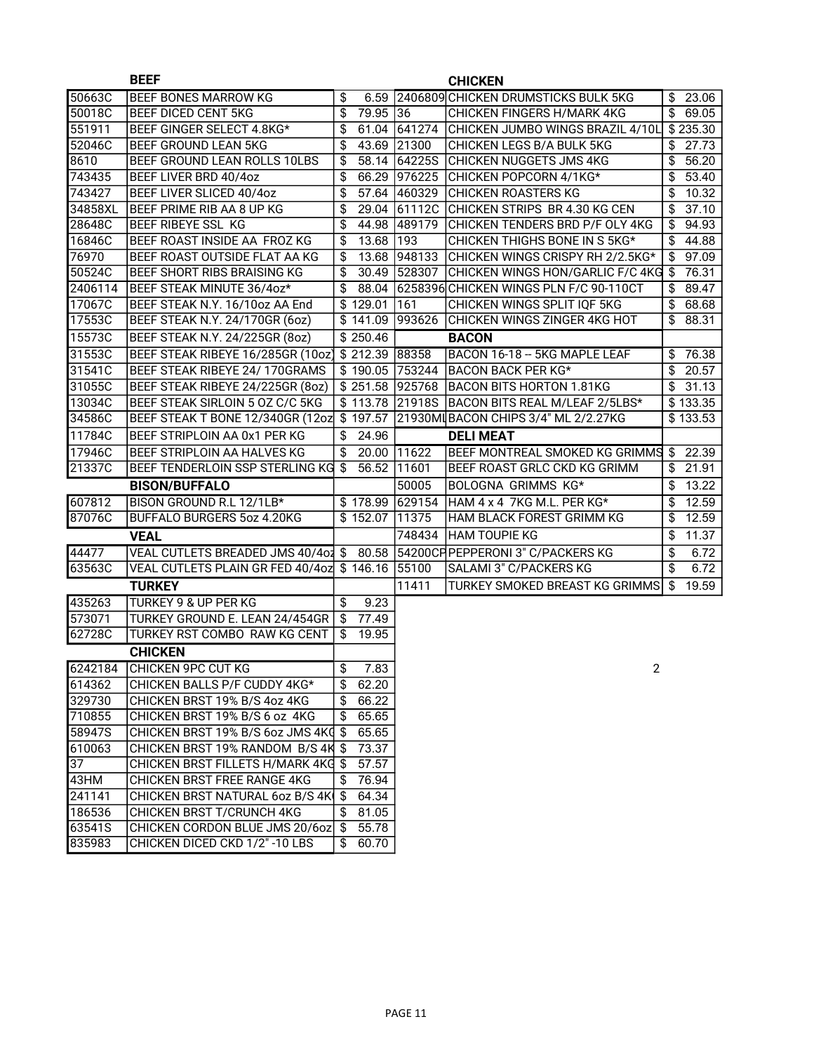## BEEF

| Code | Item | Price |
|---|---|---|
| 50663C | BEEF BONES MARROW KG | $ 6.59 |
| 50018C | BEEF DICED CENT 5KG | $ 79.95 |
| 551911 | BEEF GINGER SELECT 4.8KG* | $ 61.04 |
| 52046C | BEEF GROUND LEAN 5KG | $ 43.69 |
| 8610 | BEEF GROUND LEAN ROLLS 10LBS | $ 58.14 |
| 743435 | BEEF LIVER BRD 40/4oz | $ 66.29 |
| 743427 | BEEF LIVER SLICED 40/4oz | $ 57.64 |
| 34858XL | BEEF PRIME RIB AA 8 UP KG | $ 29.04 |
| 28648C | BEEF RIBEYE SSL KG | $ 44.98 |
| 16846C | BEEF ROAST INSIDE AA FROZ KG | $ 13.68 |
| 76970 | BEEF ROAST OUTSIDE FLAT AA KG | $ 13.68 |
| 50524C | BEEF SHORT RIBS BRAISING KG | $ 30.49 |
| 2406114 | BEEF STEAK MINUTE 36/4oz* | $ 88.04 |
| 17067C | BEEF STEAK N.Y. 16/10oz AA End | $ 129.01 |
| 17553C | BEEF STEAK N.Y. 24/170GR (6oz) | $ 141.09 |
| 15573C | BEEF STEAK N.Y. 24/225GR (8oz) | $ 250.46 |
| 31553C | BEEF STEAK RIBEYE 16/285GR (10oz) | $ 212.39 |
| 31541C | BEEF STEAK RIBEYE 24/ 170GRAMS | $ 190.05 |
| 31055C | BEEF STEAK RIBEYE 24/225GR (8oz) | $ 251.58 |
| 13034C | BEEF STEAK SIRLOIN 5 OZ C/C 5KG | $ 113.78 |
| 34586C | BEEF STEAK T BONE 12/340GR (12oz) | $ 197.57 |
| 11784C | BEEF STRIPLOIN AA 0x1 PER KG | $ 24.96 |
| 17946C | BEEF STRIPLOIN AA HALVES KG | $ 20.00 |
| 21337C | BEEF TENDERLOIN SSP STERLING KG | $ 56.52 |

## BISON/BUFFALO

| Code | Item | Price |
|---|---|---|
| 607812 | BISON GROUND R.L 12/1LB* | $ 178.99 |
| 87076C | BUFFALO BURGERS 5oz 4.20KG | $ 152.07 |

## VEAL

| Code | Item | Price |
|---|---|---|
| 44477 | VEAL CUTLETS BREADED JMS 40/4oz | $ 80.58 |
| 63563C | VEAL CUTLETS PLAIN GR FED 40/4oz | $ 146.16 |

## TURKEY

| Code | Item | Price |
|---|---|---|
| 435263 | TURKEY 9 & UP PER KG | $ 9.23 |
| 573071 | TURKEY GROUND E. LEAN 24/454GR | $ 77.49 |
| 62728C | TURKEY RST COMBO RAW KG CENT | $ 19.95 |

## CHICKEN

| Code | Item | Price |
|---|---|---|
| 6242184 | CHICKEN 9PC CUT KG | $ 7.83 |
| 614362 | CHICKEN BALLS P/F CUDDY 4KG* | $ 62.20 |
| 329730 | CHICKEN BRST 19% B/S 4oz 4KG | $ 66.22 |
| 710855 | CHICKEN BRST 19% B/S 6 oz 4KG | $ 65.65 |
| 58947S | CHICKEN BRST 19% B/S 6oz JMS 4KG | $ 65.65 |
| 610063 | CHICKEN BRST 19% RANDOM B/S 4K | $ 73.37 |
| 37 | CHICKEN BRST FILLETS H/MARK 4KG | $ 57.57 |
| 43HM | CHICKEN BRST FREE RANGE 4KG | $ 76.94 |
| 241141 | CHICKEN BRST NATURAL 6oz B/S 4K | $ 64.34 |
| 186536 | CHICKEN BRST T/CRUNCH 4KG | $ 81.05 |
| 63541S | CHICKEN CORDON BLUE JMS 20/6oz | $ 55.78 |
| 835983 | CHICKEN DICED CKD 1/2" -10 LBS | $ 60.70 |
| 2406809 | CHICKEN DRUMSTICKS BULK 5KG | $ 23.06 |
| 36 | CHICKEN FINGERS H/MARK 4KG | $ 69.05 |
| 641274 | CHICKEN JUMBO WINGS BRAZIL 4/10L | $ 235.30 |
| 21300 | CHICKEN LEGS B/A BULK 5KG | $ 27.73 |
| 64225S | CHICKEN NUGGETS JMS 4KG | $ 56.20 |
| 976225 | CHICKEN POPCORN 4/1KG* | $ 53.40 |
| 460329 | CHICKEN ROASTERS KG | $ 10.32 |
| 61112C | CHICKEN STRIPS BR 4.30 KG CEN | $ 37.10 |
| 489179 | CHICKEN TENDERS BRD P/F OLY 4KG | $ 94.93 |
| 193 | CHICKEN THIGHS BONE IN S 5KG* | $ 44.88 |
| 948133 | CHICKEN WINGS CRISPY RH 2/2.5KG* | $ 97.09 |
| 528307 | CHICKEN WINGS HON/GARLIC F/C 4KG | $ 76.31 |
| 6258396 | CHICKEN WINGS PLN F/C 90-110CT | $ 89.47 |
| 161 | CHICKEN WINGS SPLIT IQF 5KG | $ 68.68 |
| 993626 | CHICKEN WINGS ZINGER 4KG HOT | $ 88.31 |

## BACON

| Code | Item | Price |
|---|---|---|
| 88358 | BACON 16-18 -- 5KG MAPLE LEAF | $ 76.38 |
| 753244 | BACON BACK PER KG* | $ 20.57 |
| 925768 | BACON BITS HORTON 1.81KG | $ 31.13 |
| 21918S | BACON BITS REAL M/LEAF 2/5LBS* | $ 133.35 |
| 21930ML | BACON CHIPS 3/4" ML 2/2.27KG | $ 133.53 |

## DELI MEAT

| Code | Item | Price |
|---|---|---|
| 11622 | BEEF MONTREAL SMOKED KG GRIMMS | $ 22.39 |
| 11601 | BEEF ROAST GRLC CKD KG GRIMM | $ 21.91 |
| 50005 | BOLOGNA GRIMMS KG* | $ 13.22 |
| 629154 | HAM 4 x 4 7KG M.L. PER KG* | $ 12.59 |
| 11375 | HAM BLACK FOREST GRIMM KG | $ 12.59 |
| 748434 | HAM TOUPIE KG | $ 11.37 |
| 54200CP | PEPPERONI 3" C/PACKERS KG | $ 6.72 |
| 55100 | SALAMI 3" C/PACKERS KG | $ 6.72 |
| 11411 | TURKEY SMOKED BREAST KG GRIMMS | $ 19.59 |

2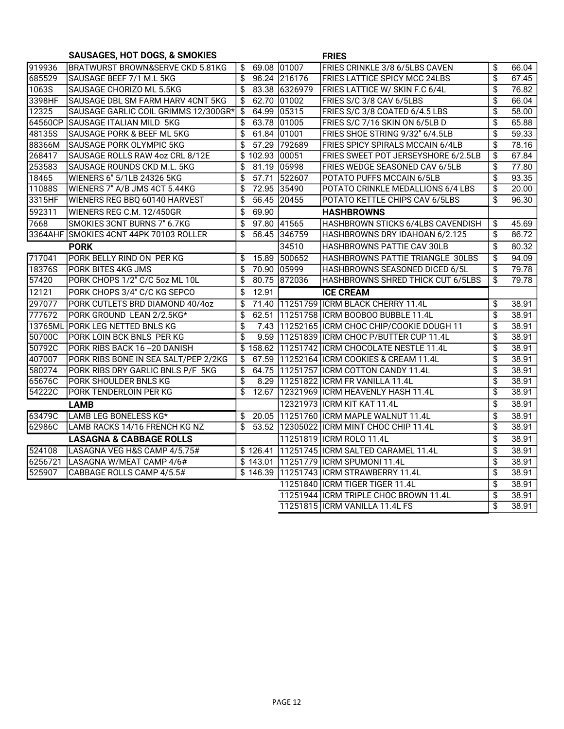## SAUSAGES, HOT DOGS, & SMOKIES

| Code | Item | Price |
|---|---|---|
| 919936 | BRATWURST BROWN&SERVE CKD 5.81KG | $ 69.08 |
| 685529 | SAUSAGE BEEF 7/1 M.L 5KG | $ 96.24 |
| 1063S | SAUSAGE CHORIZO ML 5.5KG | $ 83.38 |
| 3398HF | SAUSAGE DBL SM FARM HARV 4CNT 5KG | $ 62.70 |
| 12325 | SAUSAGE GARLIC COIL GRIMMS 12/300GR* | $ 64.99 |
| 64560CP | SAUSAGE ITALIAN MILD 5KG | $ 63.78 |
| 48135S | SAUSAGE PORK & BEEF ML 5KG | $ 61.84 |
| 88366M | SAUSAGE PORK OLYMPIC 5KG | $ 57.29 |
| 268417 | SAUSAGE ROLLS RAW 4oz CRL 8/12E | $ 102.93 |
| 253583 | SAUSAGE ROUNDS CKD M.L. 5KG | $ 81.19 |
| 18465 | WIENERS 6" 5/1LB 24326 5KG | $ 57.71 |
| 11088S | WIENERS 7" A/B JMS 4CT 5.44KG | $ 72.95 |
| 3315HF | WIENERS REG BBQ 60140 HARVEST | $ 56.45 |
| 592311 | WIENERS REG C.M. 12/450GR | $ 69.90 |
| 7668 | SMOKIES 3CNT BURNS 7" 6.7KG | $ 97.80 |
| 3364AHF | SMOKIES 4CNT 44PK 70103 ROLLER | $ 56.45 |

## PORK

| Code | Item | Price |
|---|---|---|
| 717041 | PORK BELLY RIND ON PER KG | $ 15.89 |
| 18376S | PORK BITES 4KG JMS | $ 70.90 |
| 57420 | PORK CHOPS 1/2" C/C 5oz ML 10L | $ 80.75 |
| 12121 | PORK CHOPS 3/4" C/C KG SEPCO | $ 12.91 |
| 297077 | PORK CUTLETS BRD DIAMOND 40/4oz | $ 71.40 |
| 777672 | PORK GROUND LEAN 2/2.5KG* | $ 62.51 |
| 13765ML | PORK LEG NETTED BNLS KG | $ 7.43 |
| 50700C | PORK LOIN BCK BNLS PER KG | $ 9.59 |
| 50792C | PORK RIBS BACK 16 --20 DANISH | $ 158.62 |
| 407007 | PORK RIBS BONE IN SEA SALT/PEP 2/2KG | $ 67.59 |
| 580274 | PORK RIBS DRY GARLIC BNLS P/F 5KG | $ 64.75 |
| 65676C | PORK SHOULDER BNLS KG | $ 8.29 |
| 54222C | PORK TENDERLOIN PER KG | $ 12.67 |

## LAMB

| Code | Item | Price |
|---|---|---|
| 63479C | LAMB LEG BONELESS KG* | $ 20.05 |
| 62986C | LAMB RACKS 14/16 FRENCH KG NZ | $ 53.52 |

## LASAGNA & CABBAGE ROLLS

| Code | Item | Price |
|---|---|---|
| 524108 | LASAGNA VEG H&S CAMP 4/5.75# | $ 126.41 |
| 6256721 | LASAGNA W/MEAT CAMP 4/6# | $ 143.01 |
| 525907 | CABBAGE ROLLS CAMP 4/5.5# | $ 146.39 |

## FRIES

| Code | Item | Price |
|---|---|---|
| 01007 | FRIES CRINKLE 3/8 6/5LBS CAVEN | $ 66.04 |
| 216176 | FRIES LATTICE SPICY MCC 24LBS | $ 67.45 |
| 6326979 | FRIES LATTICE W/ SKIN F.C 6/4L | $ 76.82 |
| 01002 | FRIES S/C 3/8 CAV 6/5LBS | $ 66.04 |
| 05315 | FRIES S/C 3/8 COATED 6/4.5 LBS | $ 58.00 |
| 01005 | FRIES S/C 7/16 SKIN ON 6/5LB D | $ 65.88 |
| 01001 | FRIES SHOE STRING 9/32" 6/4.5LB | $ 59.33 |
| 792689 | FRIES SPICY SPIRALS MCCAIN 6/4LB | $ 78.16 |
| 00051 | FRIES SWEET POT JERSEYSHORE 6/2.5LB | $ 67.84 |
| 05998 | FRIES WEDGE SEASONED CAV 6/5LB | $ 77.80 |
| 522607 | POTATO PUFFS MCCAIN 6/5LB | $ 93.35 |
| 35490 | POTATO CRINKLE MEDALLIONS 6/4 LBS | $ 20.00 |
| 20455 | POTATO KETTLE CHIPS CAV 6/5LBS | $ 96.30 |

## HASHBROWNS

| Code | Item | Price |
|---|---|---|
| 41565 | HASHBROWN STICKS 6/4LBS CAVENDISH | $ 45.69 |
| 346759 | HASHBROWNS DRY IDAHOAN 6/2.125 | $ 86.72 |
| 34510 | HASHBROWNS PATTIE CAV 30LB | $ 80.32 |
| 500652 | HASHBROWNS PATTIE TRIANGLE 30LBS | $ 94.09 |
| 05999 | HASHBROWNS SEASONED DICED 6/5L | $ 79.78 |
| 872036 | HASHBROWNS SHRED THICK CUT 6/5LBS | $ 79.78 |

## ICE CREAM

| Code | Item | Price |
|---|---|---|
| 11251759 | ICRM BLACK CHERRY 11.4L | $ 38.91 |
| 11251758 | ICRM BOOBOO BUBBLE 11.4L | $ 38.91 |
| 11252165 | ICRM CHOC CHIP/COOKIE DOUGH 11 | $ 38.91 |
| 11251839 | ICRM CHOC P/BUTTER CUP 11.4L | $ 38.91 |
| 11251742 | ICRM CHOCOLATE NESTLE 11.4L | $ 38.91 |
| 11252164 | ICRM COOKIES & CREAM 11.4L | $ 38.91 |
| 11251757 | ICRM COTTON CANDY 11.4L | $ 38.91 |
| 11251822 | ICRM FR VANILLA 11.4L | $ 38.91 |
| 12321969 | ICRM HEAVENLY HASH 11.4L | $ 38.91 |
| 12321973 | ICRM KIT KAT 11.4L | $ 38.91 |
| 11251760 | ICRM MAPLE WALNUT 11.4L | $ 38.91 |
| 12305022 | ICRM MINT CHOC CHIP 11.4L | $ 38.91 |
| 11251819 | ICRM ROLO 11.4L | $ 38.91 |
| 11251745 | ICRM SALTED CARAMEL 11.4L | $ 38.91 |
| 11251779 | ICRM SPUMONI 11.4L | $ 38.91 |
| 11251743 | ICRM STRAWBERRY 11.4L | $ 38.91 |
| 11251840 | ICRM TIGER TIGER 11.4L | $ 38.91 |
| 11251944 | ICRM TRIPLE CHOC BROWN 11.4L | $ 38.91 |
| 11251815 | ICRM VANILLA 11.4L FS | $ 38.91 |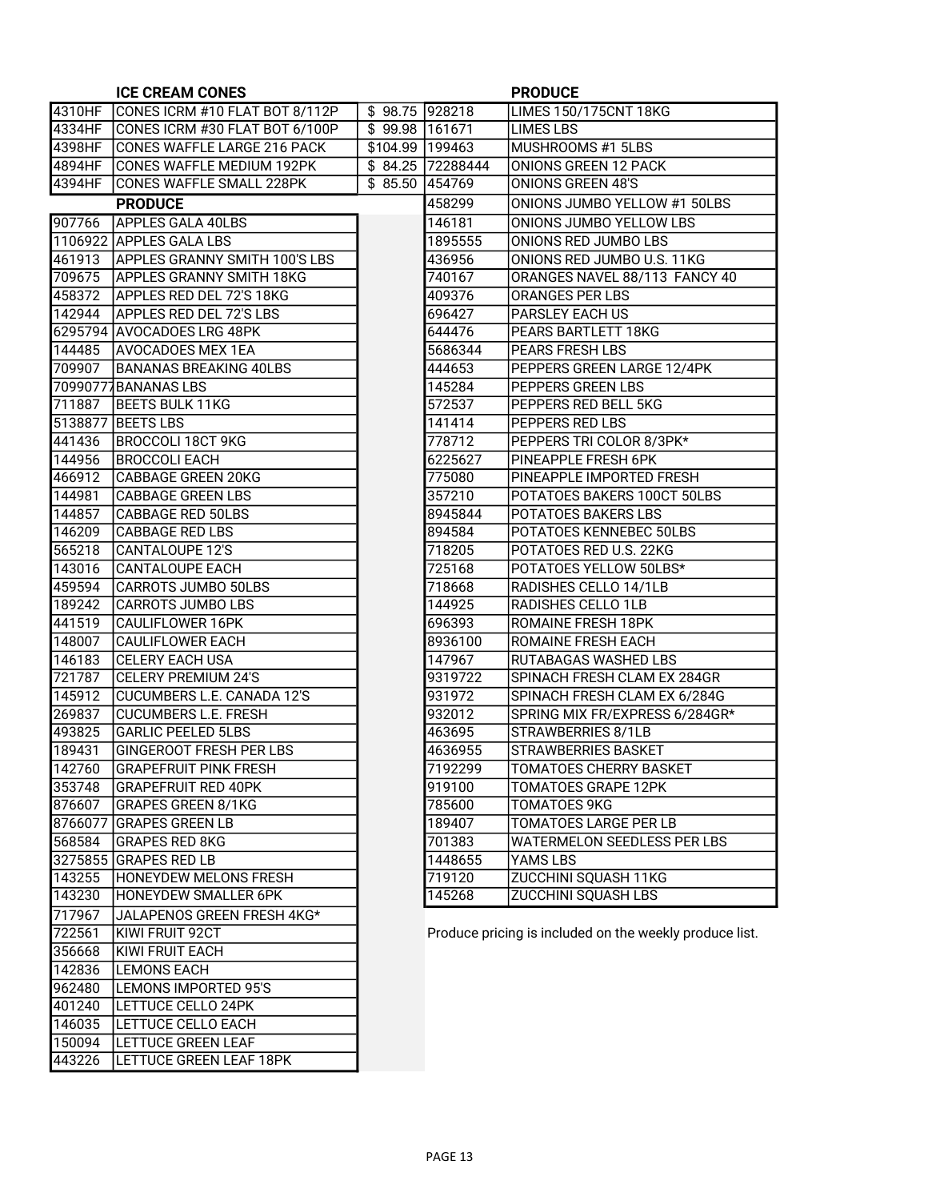## ICE CREAM CONES

| | | |
|---|---|---|
| 4310HF | CONES ICRM #10 FLAT BOT 8/112P | $ 98.75 |
| 4334HF | CONES ICRM #30 FLAT BOT 6/100P | $ 99.98 |
| 4398HF | CONES WAFFLE LARGE 216 PACK | $104.99 |
| 4894HF | CONES WAFFLE MEDIUM 192PK | $ 84.25 |
| 4394HF | CONES WAFFLE SMALL 228PK | $ 85.50 |

## PRODUCE

| | |
|---|---|
| 907766 | APPLES GALA 40LBS |
| 1106922 | APPLES GALA LBS |
| 461913 | APPLES GRANNY SMITH 100'S LBS |
| 709675 | APPLES GRANNY SMITH 18KG |
| 458372 | APPLES RED DEL 72'S 18KG |
| 142944 | APPLES RED DEL 72'S LBS |
| 6295794 | AVOCADOES LRG 48PK |
| 144485 | AVOCADOES MEX 1EA |
| 709907 | BANANAS BREAKING 40LBS |
| 70990777 | BANANAS LBS |
| 711887 | BEETS BULK 11KG |
| 5138877 | BEETS LBS |
| 441436 | BROCCOLI 18CT 9KG |
| 144956 | BROCCOLI EACH |
| 466912 | CABBAGE GREEN 20KG |
| 144981 | CABBAGE GREEN LBS |
| 144857 | CABBAGE RED 50LBS |
| 146209 | CABBAGE RED LBS |
| 565218 | CANTALOUPE 12'S |
| 143016 | CANTALOUPE EACH |
| 459594 | CARROTS JUMBO 50LBS |
| 189242 | CARROTS JUMBO LBS |
| 441519 | CAULIFLOWER 16PK |
| 148007 | CAULIFLOWER EACH |
| 146183 | CELERY EACH USA |
| 721787 | CELERY PREMIUM 24'S |
| 145912 | CUCUMBERS L.E. CANADA 12'S |
| 269837 | CUCUMBERS L.E. FRESH |
| 493825 | GARLIC PEELED 5LBS |
| 189431 | GINGEROOT FRESH PER LBS |
| 142760 | GRAPEFRUIT PINK FRESH |
| 353748 | GRAPEFRUIT RED 40PK |
| 876607 | GRAPES GREEN 8/1KG |
| 8766077 | GRAPES GREEN LB |
| 568584 | GRAPES RED 8KG |
| 3275855 | GRAPES RED LB |
| 143255 | HONEYDEW MELONS FRESH |
| 143230 | HONEYDEW SMALLER 6PK |
| 717967 | JALAPENOS GREEN FRESH 4KG* |
| 722561 | KIWI FRUIT 92CT |
| 356668 | KIWI FRUIT EACH |
| 142836 | LEMONS EACH |
| 962480 | LEMONS IMPORTED 95'S |
| 401240 | LETTUCE CELLO 24PK |
| 146035 | LETTUCE CELLO EACH |
| 150094 | LETTUCE GREEN LEAF |
| 443226 | LETTUCE GREEN LEAF 18PK |

## PRODUCE

| | |
|---|---|
| 928218 | LIMES 150/175CNT 18KG |
| 161671 | LIMES LBS |
| 199463 | MUSHROOMS #1 5LBS |
| 72288444 | ONIONS GREEN 12 PACK |
| 454769 | ONIONS GREEN 48'S |
| 458299 | ONIONS JUMBO YELLOW #1 50LBS |
| 146181 | ONIONS JUMBO YELLOW LBS |
| 1895555 | ONIONS RED JUMBO LBS |
| 436956 | ONIONS RED JUMBO U.S. 11KG |
| 740167 | ORANGES NAVEL 88/113 FANCY 40 |
| 409376 | ORANGES PER LBS |
| 696427 | PARSLEY EACH US |
| 644476 | PEARS BARTLETT 18KG |
| 5686344 | PEARS FRESH LBS |
| 444653 | PEPPERS GREEN LARGE 12/4PK |
| 145284 | PEPPERS GREEN LBS |
| 572537 | PEPPERS RED BELL 5KG |
| 141414 | PEPPERS RED LBS |
| 778712 | PEPPERS TRI COLOR 8/3PK* |
| 6225627 | PINEAPPLE FRESH 6PK |
| 775080 | PINEAPPLE IMPORTED FRESH |
| 357210 | POTATOES BAKERS 100CT 50LBS |
| 8945844 | POTATOES BAKERS LBS |
| 894584 | POTATOES KENNEBEC 50LBS |
| 718205 | POTATOES RED U.S. 22KG |
| 725168 | POTATOES YELLOW 50LBS* |
| 718668 | RADISHES CELLO 14/1LB |
| 144925 | RADISHES CELLO 1LB |
| 696393 | ROMAINE FRESH 18PK |
| 8936100 | ROMAINE FRESH EACH |
| 147967 | RUTABAGAS WASHED LBS |
| 9319722 | SPINACH FRESH CLAM EX 284GR |
| 931972 | SPINACH FRESH CLAM EX 6/284G |
| 932012 | SPRING MIX FR/EXPRESS 6/284GR* |
| 463695 | STRAWBERRIES 8/1LB |
| 4636955 | STRAWBERRIES BASKET |
| 7192299 | TOMATOES CHERRY BASKET |
| 919100 | TOMATOES GRAPE 12PK |
| 785600 | TOMATOES 9KG |
| 189407 | TOMATOES LARGE PER LB |
| 701383 | WATERMELON SEEDLESS PER LBS |
| 1448655 | YAMS LBS |
| 719120 | ZUCCHINI SQUASH 11KG |
| 145268 | ZUCCHINI SQUASH LBS |

Produce pricing is included on the weekly produce list.